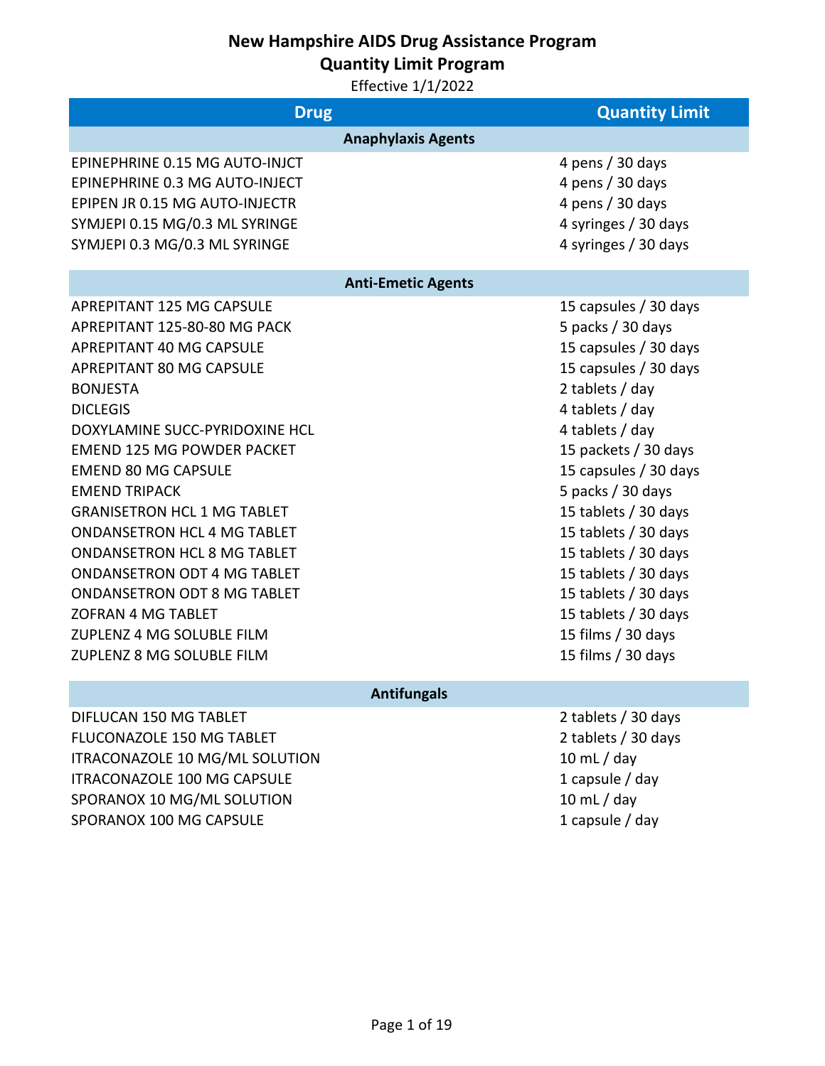# New Hampshire AIDS Drug Assistance Program
## Quantity Limit Program

Effective 1/1/2022

| Drug | Quantity Limit |
|---|---|
| **Anaphylaxis Agents** | |
| EPINEPHRINE 0.15 MG AUTO-INJCT | 4 pens / 30 days |
| EPINEPHRINE 0.3 MG AUTO-INJECT | 4 pens / 30 days |
| EPIPEN JR 0.15 MG AUTO-INJECTR | 4 pens / 30 days |
| SYMJEPI 0.15 MG/0.3 ML SYRINGE | 4 syringes / 30 days |
| SYMJEPI 0.3 MG/0.3 ML SYRINGE | 4 syringes / 30 days |
| **Anti-Emetic Agents** | |
| APREPITANT 125 MG CAPSULE | 15 capsules / 30 days |
| APREPITANT 125-80-80 MG PACK | 5 packs / 30 days |
| APREPITANT 40 MG CAPSULE | 15 capsules / 30 days |
| APREPITANT 80 MG CAPSULE | 15 capsules / 30 days |
| BONJESTA | 2 tablets / day |
| DICLEGIS | 4 tablets / day |
| DOXYLAMINE SUCC-PYRIDOXINE HCL | 4 tablets / day |
| EMEND 125 MG POWDER PACKET | 15 packets / 30 days |
| EMEND 80 MG CAPSULE | 15 capsules / 30 days |
| EMEND TRIPACK | 5 packs / 30 days |
| GRANISETRON HCL 1 MG TABLET | 15 tablets / 30 days |
| ONDANSETRON HCL 4 MG TABLET | 15 tablets / 30 days |
| ONDANSETRON HCL 8 MG TABLET | 15 tablets / 30 days |
| ONDANSETRON ODT 4 MG TABLET | 15 tablets / 30 days |
| ONDANSETRON ODT 8 MG TABLET | 15 tablets / 30 days |
| ZOFRAN 4 MG TABLET | 15 tablets / 30 days |
| ZUPLENZ 4 MG SOLUBLE FILM | 15 films / 30 days |
| ZUPLENZ 8 MG SOLUBLE FILM | 15 films / 30 days |
| **Antifungals** | |
| DIFLUCAN 150 MG TABLET | 2 tablets / 30 days |
| FLUCONAZOLE 150 MG TABLET | 2 tablets / 30 days |
| ITRACONAZOLE 10 MG/ML SOLUTION | 10 mL / day |
| ITRACONAZOLE 100 MG CAPSULE | 1 capsule / day |
| SPORANOX 10 MG/ML SOLUTION | 10 mL / day |
| SPORANOX 100 MG CAPSULE | 1 capsule / day |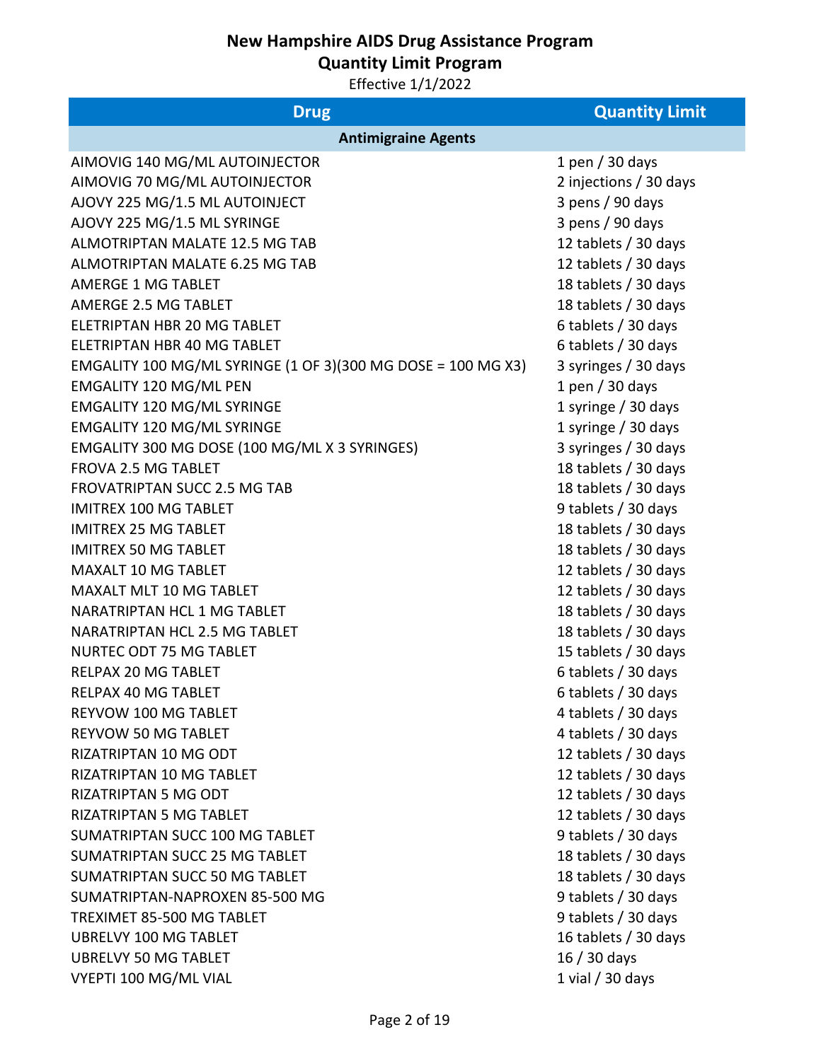# New Hampshire AIDS Drug Assistance Program
## Quantity Limit Program
Effective 1/1/2022

| Drug | Quantity Limit |
|---|---|
| **Antimigraine Agents** | |
| AIMOVIG 140 MG/ML AUTOINJECTOR | 1 pen / 30 days |
| AIMOVIG 70 MG/ML AUTOINJECTOR | 2 injections / 30 days |
| AJOVY 225 MG/1.5 ML AUTOINJECT | 3 pens / 90 days |
| AJOVY 225 MG/1.5 ML SYRINGE | 3 pens / 90 days |
| ALMOTRIPTAN MALATE 12.5 MG TAB | 12 tablets / 30 days |
| ALMOTRIPTAN MALATE 6.25 MG TAB | 12 tablets / 30 days |
| AMERGE 1 MG TABLET | 18 tablets / 30 days |
| AMERGE 2.5 MG TABLET | 18 tablets / 30 days |
| ELETRIPTAN HBR 20 MG TABLET | 6 tablets / 30 days |
| ELETRIPTAN HBR 40 MG TABLET | 6 tablets / 30 days |
| EMGALITY 100 MG/ML SYRINGE (1 OF 3)(300 MG DOSE = 100 MG X3) | 3 syringes / 30 days |
| EMGALITY 120 MG/ML PEN | 1 pen / 30 days |
| EMGALITY 120 MG/ML SYRINGE | 1 syringe / 30 days |
| EMGALITY 120 MG/ML SYRINGE | 1 syringe / 30 days |
| EMGALITY 300 MG DOSE (100 MG/ML X 3 SYRINGES) | 3 syringes / 30 days |
| FROVA 2.5 MG TABLET | 18 tablets / 30 days |
| FROVATRIPTAN SUCC 2.5 MG TAB | 18 tablets / 30 days |
| IMITREX 100 MG TABLET | 9 tablets / 30 days |
| IMITREX 25 MG TABLET | 18 tablets / 30 days |
| IMITREX 50 MG TABLET | 18 tablets / 30 days |
| MAXALT 10 MG TABLET | 12 tablets / 30 days |
| MAXALT MLT 10 MG TABLET | 12 tablets / 30 days |
| NARATRIPTAN HCL 1 MG TABLET | 18 tablets / 30 days |
| NARATRIPTAN HCL 2.5 MG TABLET | 18 tablets / 30 days |
| NURTEC ODT 75 MG TABLET | 15 tablets / 30 days |
| RELPAX 20 MG TABLET | 6 tablets / 30 days |
| RELPAX 40 MG TABLET | 6 tablets / 30 days |
| REYVOW 100 MG TABLET | 4 tablets / 30 days |
| REYVOW 50 MG TABLET | 4 tablets / 30 days |
| RIZATRIPTAN 10 MG ODT | 12 tablets / 30 days |
| RIZATRIPTAN 10 MG TABLET | 12 tablets / 30 days |
| RIZATRIPTAN 5 MG ODT | 12 tablets / 30 days |
| RIZATRIPTAN 5 MG TABLET | 12 tablets / 30 days |
| SUMATRIPTAN SUCC 100 MG TABLET | 9 tablets / 30 days |
| SUMATRIPTAN SUCC 25 MG TABLET | 18 tablets / 30 days |
| SUMATRIPTAN SUCC 50 MG TABLET | 18 tablets / 30 days |
| SUMATRIPTAN-NAPROXEN 85-500 MG | 9 tablets / 30 days |
| TREXIMET 85-500 MG TABLET | 9 tablets / 30 days |
| UBRELVY 100 MG TABLET | 16 tablets / 30 days |
| UBRELVY 50 MG TABLET | 16 / 30 days |
| VYEPTI 100 MG/ML VIAL | 1 vial / 30 days |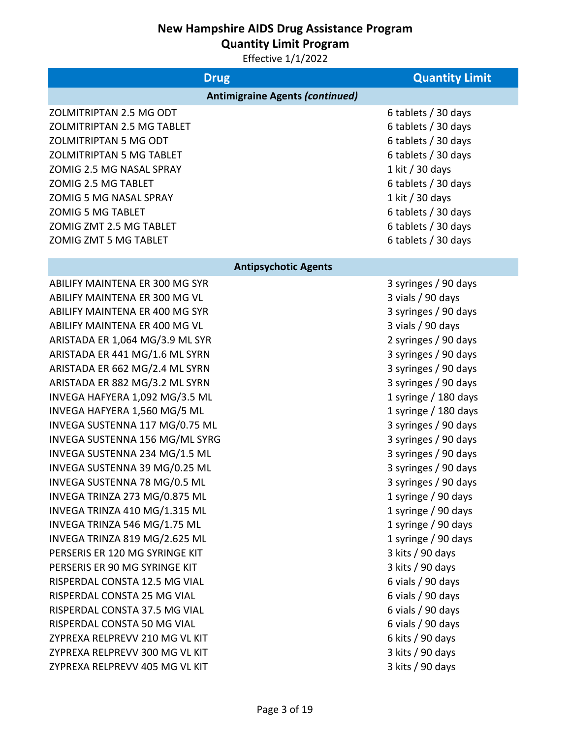# New Hampshire AIDS Drug Assistance Program
## Quantity Limit Program
Effective 1/1/2022

| Drug | Quantity Limit |
|---|---|
| **Antimigraine Agents *(continued)*** | |
| ZOLMITRIPTAN 2.5 MG ODT | 6 tablets / 30 days |
| ZOLMITRIPTAN 2.5 MG TABLET | 6 tablets / 30 days |
| ZOLMITRIPTAN 5 MG ODT | 6 tablets / 30 days |
| ZOLMITRIPTAN 5 MG TABLET | 6 tablets / 30 days |
| ZOMIG 2.5 MG NASAL SPRAY | 1 kit / 30 days |
| ZOMIG 2.5 MG TABLET | 6 tablets / 30 days |
| ZOMIG 5 MG NASAL SPRAY | 1 kit / 30 days |
| ZOMIG 5 MG TABLET | 6 tablets / 30 days |
| ZOMIG ZMT 2.5 MG TABLET | 6 tablets / 30 days |
| ZOMIG ZMT 5 MG TABLET | 6 tablets / 30 days |
| **Antipsychotic Agents** | |
| ABILIFY MAINTENA ER 300 MG SYR | 3 syringes / 90 days |
| ABILIFY MAINTENA ER 300 MG VL | 3 vials / 90 days |
| ABILIFY MAINTENA ER 400 MG SYR | 3 syringes / 90 days |
| ABILIFY MAINTENA ER 400 MG VL | 3 vials / 90 days |
| ARISTADA ER 1,064 MG/3.9 ML SYR | 2 syringes / 90 days |
| ARISTADA ER 441 MG/1.6 ML SYRN | 3 syringes / 90 days |
| ARISTADA ER 662 MG/2.4 ML SYRN | 3 syringes / 90 days |
| ARISTADA ER 882 MG/3.2 ML SYRN | 3 syringes / 90 days |
| INVEGA HAFYERA 1,092 MG/3.5 ML | 1 syringe / 180 days |
| INVEGA HAFYERA 1,560 MG/5 ML | 1 syringe / 180 days |
| INVEGA SUSTENNA 117 MG/0.75 ML | 3 syringes / 90 days |
| INVEGA SUSTENNA 156 MG/ML SYRG | 3 syringes / 90 days |
| INVEGA SUSTENNA 234 MG/1.5 ML | 3 syringes / 90 days |
| INVEGA SUSTENNA 39 MG/0.25 ML | 3 syringes / 90 days |
| INVEGA SUSTENNA 78 MG/0.5 ML | 3 syringes / 90 days |
| INVEGA TRINZA 273 MG/0.875 ML | 1 syringe / 90 days |
| INVEGA TRINZA 410 MG/1.315 ML | 1 syringe / 90 days |
| INVEGA TRINZA 546 MG/1.75 ML | 1 syringe / 90 days |
| INVEGA TRINZA 819 MG/2.625 ML | 1 syringe / 90 days |
| PERSERIS ER 120 MG SYRINGE KIT | 3 kits / 90 days |
| PERSERIS ER 90 MG SYRINGE KIT | 3 kits / 90 days |
| RISPERDAL CONSTA 12.5 MG VIAL | 6 vials / 90 days |
| RISPERDAL CONSTA 25 MG VIAL | 6 vials / 90 days |
| RISPERDAL CONSTA 37.5 MG VIAL | 6 vials / 90 days |
| RISPERDAL CONSTA 50 MG VIAL | 6 vials / 90 days |
| ZYPREXA RELPREVV 210 MG VL KIT | 6 kits / 90 days |
| ZYPREXA RELPREVV 300 MG VL KIT | 3 kits / 90 days |
| ZYPREXA RELPREVV 405 MG VL KIT | 3 kits / 90 days |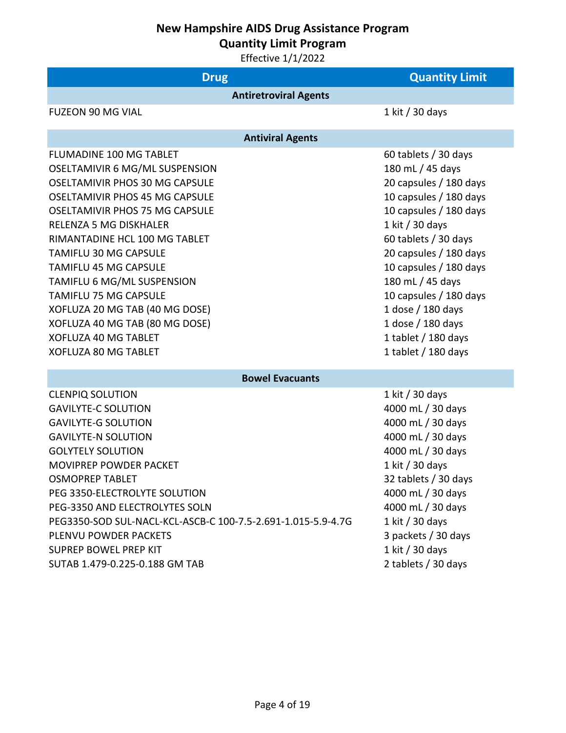# New Hampshire AIDS Drug Assistance Program
## Quantity Limit Program
Effective 1/1/2022

| Drug | Quantity Limit |
|---|---|
| **Antiretroviral Agents** | |
| FUZEON 90 MG VIAL | 1 kit / 30 days |
| **Antiviral Agents** | |
| FLUMADINE 100 MG TABLET | 60 tablets / 30 days |
| OSELTAMIVIR 6 MG/ML SUSPENSION | 180 mL / 45 days |
| OSELTAMIVIR PHOS 30 MG CAPSULE | 20 capsules / 180 days |
| OSELTAMIVIR PHOS 45 MG CAPSULE | 10 capsules / 180 days |
| OSELTAMIVIR PHOS 75 MG CAPSULE | 10 capsules / 180 days |
| RELENZA 5 MG DISKHALER | 1 kit / 30 days |
| RIMANTADINE HCL 100 MG TABLET | 60 tablets / 30 days |
| TAMIFLU 30 MG CAPSULE | 20 capsules / 180 days |
| TAMIFLU 45 MG CAPSULE | 10 capsules / 180 days |
| TAMIFLU 6 MG/ML SUSPENSION | 180 mL / 45 days |
| TAMIFLU 75 MG CAPSULE | 10 capsules / 180 days |
| XOFLUZA 20 MG TAB (40 MG DOSE) | 1 dose / 180 days |
| XOFLUZA 40 MG TAB (80 MG DOSE) | 1 dose / 180 days |
| XOFLUZA 40 MG TABLET | 1 tablet / 180 days |
| XOFLUZA 80 MG TABLET | 1 tablet / 180 days |
| **Bowel Evacuants** | |
| CLENPIQ SOLUTION | 1 kit / 30 days |
| GAVILYTE-C SOLUTION | 4000 mL / 30 days |
| GAVILYTE-G SOLUTION | 4000 mL / 30 days |
| GAVILYTE-N SOLUTION | 4000 mL / 30 days |
| GOLYTELY SOLUTION | 4000 mL / 30 days |
| MOVIPREP POWDER PACKET | 1 kit / 30 days |
| OSMOPREP TABLET | 32 tablets / 30 days |
| PEG 3350-ELECTROLYTE SOLUTION | 4000 mL / 30 days |
| PEG-3350 AND ELECTROLYTES SOLN | 4000 mL / 30 days |
| PEG3350-SOD SUL-NACL-KCL-ASCB-C 100-7.5-2.691-1.015-5.9-4.7G | 1 kit / 30 days |
| PLENVU POWDER PACKETS | 3 packets / 30 days |
| SUPREP BOWEL PREP KIT | 1 kit / 30 days |
| SUTAB 1.479-0.225-0.188 GM TAB | 2 tablets / 30 days |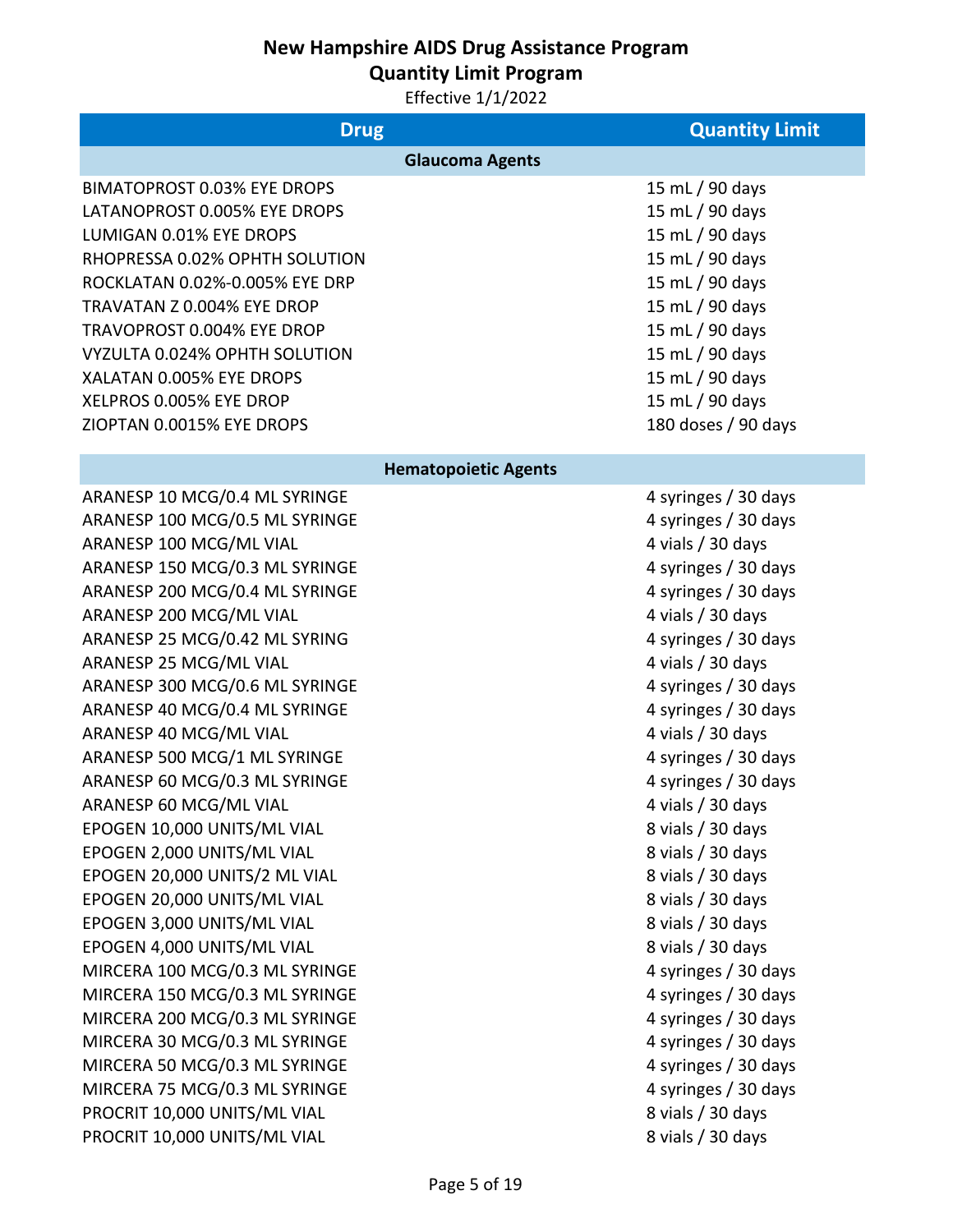# New Hampshire AIDS Drug Assistance Program
## Quantity Limit Program

Effective 1/1/2022

| Drug | Quantity Limit |
| --- | --- |
| **Glaucoma Agents** | |
| BIMATOPROST 0.03% EYE DROPS | 15 mL / 90 days |
| LATANOPROST 0.005% EYE DROPS | 15 mL / 90 days |
| LUMIGAN 0.01% EYE DROPS | 15 mL / 90 days |
| RHOPRESSA 0.02% OPHTH SOLUTION | 15 mL / 90 days |
| ROCKLATAN 0.02%-0.005% EYE DRP | 15 mL / 90 days |
| TRAVATAN Z 0.004% EYE DROP | 15 mL / 90 days |
| TRAVOPROST 0.004% EYE DROP | 15 mL / 90 days |
| VYZULTA 0.024% OPHTH SOLUTION | 15 mL / 90 days |
| XALATAN 0.005% EYE DROPS | 15 mL / 90 days |
| XELPROS 0.005% EYE DROP | 15 mL / 90 days |
| ZIOPTAN 0.0015% EYE DROPS | 180 doses / 90 days |
| **Hematopoietic Agents** | |
| ARANESP 10 MCG/0.4 ML SYRINGE | 4 syringes / 30 days |
| ARANESP 100 MCG/0.5 ML SYRINGE | 4 syringes / 30 days |
| ARANESP 100 MCG/ML VIAL | 4 vials / 30 days |
| ARANESP 150 MCG/0.3 ML SYRINGE | 4 syringes / 30 days |
| ARANESP 200 MCG/0.4 ML SYRINGE | 4 syringes / 30 days |
| ARANESP 200 MCG/ML VIAL | 4 vials / 30 days |
| ARANESP 25 MCG/0.42 ML SYRING | 4 syringes / 30 days |
| ARANESP 25 MCG/ML VIAL | 4 vials / 30 days |
| ARANESP 300 MCG/0.6 ML SYRINGE | 4 syringes / 30 days |
| ARANESP 40 MCG/0.4 ML SYRINGE | 4 syringes / 30 days |
| ARANESP 40 MCG/ML VIAL | 4 vials / 30 days |
| ARANESP 500 MCG/1 ML SYRINGE | 4 syringes / 30 days |
| ARANESP 60 MCG/0.3 ML SYRINGE | 4 syringes / 30 days |
| ARANESP 60 MCG/ML VIAL | 4 vials / 30 days |
| EPOGEN 10,000 UNITS/ML VIAL | 8 vials / 30 days |
| EPOGEN 2,000 UNITS/ML VIAL | 8 vials / 30 days |
| EPOGEN 20,000 UNITS/2 ML VIAL | 8 vials / 30 days |
| EPOGEN 20,000 UNITS/ML VIAL | 8 vials / 30 days |
| EPOGEN 3,000 UNITS/ML VIAL | 8 vials / 30 days |
| EPOGEN 4,000 UNITS/ML VIAL | 8 vials / 30 days |
| MIRCERA 100 MCG/0.3 ML SYRINGE | 4 syringes / 30 days |
| MIRCERA 150 MCG/0.3 ML SYRINGE | 4 syringes / 30 days |
| MIRCERA 200 MCG/0.3 ML SYRINGE | 4 syringes / 30 days |
| MIRCERA 30 MCG/0.3 ML SYRINGE | 4 syringes / 30 days |
| MIRCERA 50 MCG/0.3 ML SYRINGE | 4 syringes / 30 days |
| MIRCERA 75 MCG/0.3 ML SYRINGE | 4 syringes / 30 days |
| PROCRIT 10,000 UNITS/ML VIAL | 8 vials / 30 days |
| PROCRIT 10,000 UNITS/ML VIAL | 8 vials / 30 days |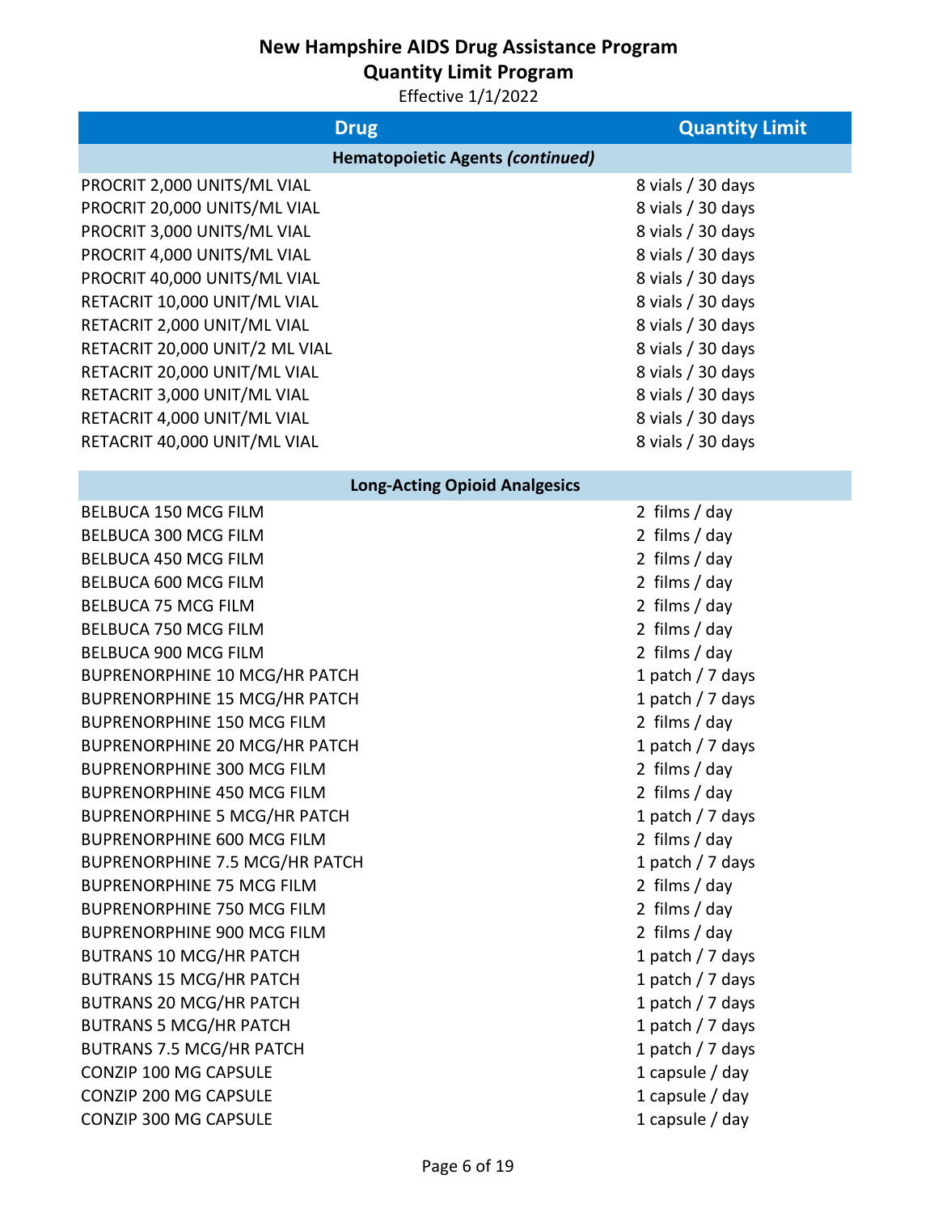# New Hampshire AIDS Drug Assistance Program
## Quantity Limit Program
Effective 1/1/2022

| Drug | Quantity Limit |
|---|---|
| **Hematopoietic Agents *(continued)*** | |
| PROCRIT 2,000 UNITS/ML VIAL | 8 vials / 30 days |
| PROCRIT 20,000 UNITS/ML VIAL | 8 vials / 30 days |
| PROCRIT 3,000 UNITS/ML VIAL | 8 vials / 30 days |
| PROCRIT 4,000 UNITS/ML VIAL | 8 vials / 30 days |
| PROCRIT 40,000 UNITS/ML VIAL | 8 vials / 30 days |
| RETACRIT 10,000 UNIT/ML VIAL | 8 vials / 30 days |
| RETACRIT 2,000 UNIT/ML VIAL | 8 vials / 30 days |
| RETACRIT 20,000 UNIT/2 ML VIAL | 8 vials / 30 days |
| RETACRIT 20,000 UNIT/ML VIAL | 8 vials / 30 days |
| RETACRIT 3,000 UNIT/ML VIAL | 8 vials / 30 days |
| RETACRIT 4,000 UNIT/ML VIAL | 8 vials / 30 days |
| RETACRIT 40,000 UNIT/ML VIAL | 8 vials / 30 days |
| **Long-Acting Opioid Analgesics** | |
| BELBUCA 150 MCG FILM | 2 films / day |
| BELBUCA 300 MCG FILM | 2 films / day |
| BELBUCA 450 MCG FILM | 2 films / day |
| BELBUCA 600 MCG FILM | 2 films / day |
| BELBUCA 75 MCG FILM | 2 films / day |
| BELBUCA 750 MCG FILM | 2 films / day |
| BELBUCA 900 MCG FILM | 2 films / day |
| BUPRENORPHINE 10 MCG/HR PATCH | 1 patch / 7 days |
| BUPRENORPHINE 15 MCG/HR PATCH | 1 patch / 7 days |
| BUPRENORPHINE 150 MCG FILM | 2 films / day |
| BUPRENORPHINE 20 MCG/HR PATCH | 1 patch / 7 days |
| BUPRENORPHINE 300 MCG FILM | 2 films / day |
| BUPRENORPHINE 450 MCG FILM | 2 films / day |
| BUPRENORPHINE 5 MCG/HR PATCH | 1 patch / 7 days |
| BUPRENORPHINE 600 MCG FILM | 2 films / day |
| BUPRENORPHINE 7.5 MCG/HR PATCH | 1 patch / 7 days |
| BUPRENORPHINE 75 MCG FILM | 2 films / day |
| BUPRENORPHINE 750 MCG FILM | 2 films / day |
| BUPRENORPHINE 900 MCG FILM | 2 films / day |
| BUTRANS 10 MCG/HR PATCH | 1 patch / 7 days |
| BUTRANS 15 MCG/HR PATCH | 1 patch / 7 days |
| BUTRANS 20 MCG/HR PATCH | 1 patch / 7 days |
| BUTRANS 5 MCG/HR PATCH | 1 patch / 7 days |
| BUTRANS 7.5 MCG/HR PATCH | 1 patch / 7 days |
| CONZIP 100 MG CAPSULE | 1 capsule / day |
| CONZIP 200 MG CAPSULE | 1 capsule / day |
| CONZIP 300 MG CAPSULE | 1 capsule / day |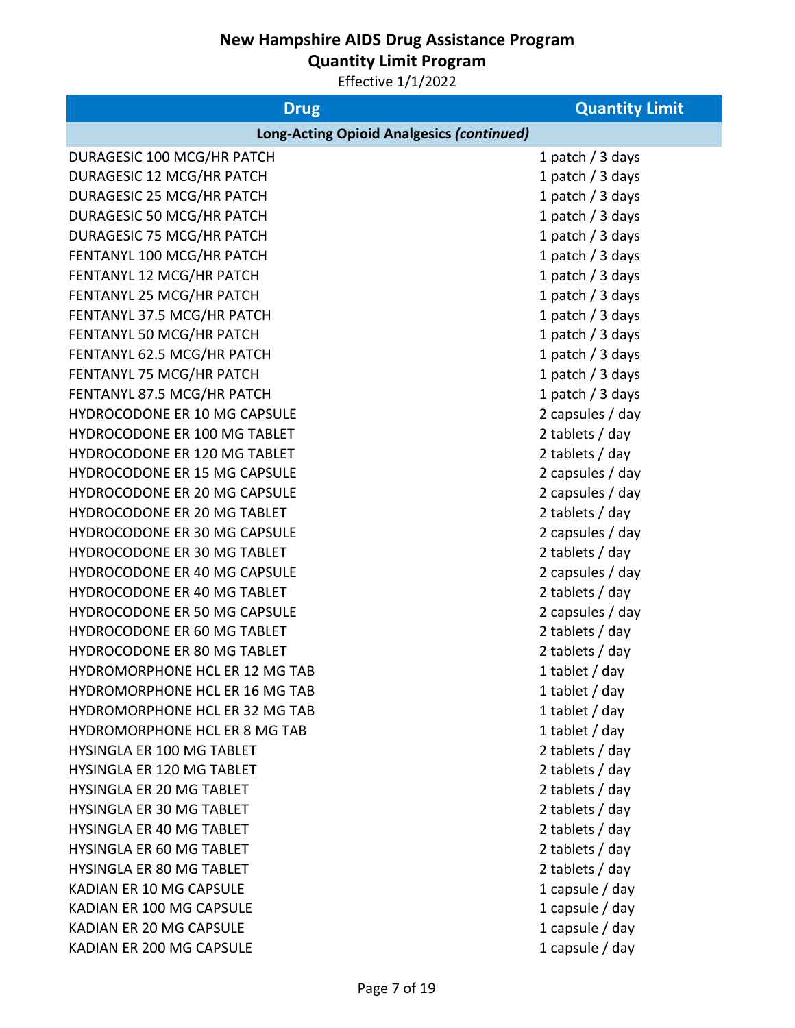# New Hampshire AIDS Drug Assistance Program

## Quantity Limit Program

Effective 1/1/2022

| Drug | Quantity Limit |
|---|---|
| **Long-Acting Opioid Analgesics *(continued)*** | |
| DURAGESIC 100 MCG/HR PATCH | 1 patch / 3 days |
| DURAGESIC 12 MCG/HR PATCH | 1 patch / 3 days |
| DURAGESIC 25 MCG/HR PATCH | 1 patch / 3 days |
| DURAGESIC 50 MCG/HR PATCH | 1 patch / 3 days |
| DURAGESIC 75 MCG/HR PATCH | 1 patch / 3 days |
| FENTANYL 100 MCG/HR PATCH | 1 patch / 3 days |
| FENTANYL 12 MCG/HR PATCH | 1 patch / 3 days |
| FENTANYL 25 MCG/HR PATCH | 1 patch / 3 days |
| FENTANYL 37.5 MCG/HR PATCH | 1 patch / 3 days |
| FENTANYL 50 MCG/HR PATCH | 1 patch / 3 days |
| FENTANYL 62.5 MCG/HR PATCH | 1 patch / 3 days |
| FENTANYL 75 MCG/HR PATCH | 1 patch / 3 days |
| FENTANYL 87.5 MCG/HR PATCH | 1 patch / 3 days |
| HYDROCODONE ER 10 MG CAPSULE | 2 capsules / day |
| HYDROCODONE ER 100 MG TABLET | 2 tablets / day |
| HYDROCODONE ER 120 MG TABLET | 2 tablets / day |
| HYDROCODONE ER 15 MG CAPSULE | 2 capsules / day |
| HYDROCODONE ER 20 MG CAPSULE | 2 capsules / day |
| HYDROCODONE ER 20 MG TABLET | 2 tablets / day |
| HYDROCODONE ER 30 MG CAPSULE | 2 capsules / day |
| HYDROCODONE ER 30 MG TABLET | 2 tablets / day |
| HYDROCODONE ER 40 MG CAPSULE | 2 capsules / day |
| HYDROCODONE ER 40 MG TABLET | 2 tablets / day |
| HYDROCODONE ER 50 MG CAPSULE | 2 capsules / day |
| HYDROCODONE ER 60 MG TABLET | 2 tablets / day |
| HYDROCODONE ER 80 MG TABLET | 2 tablets / day |
| HYDROMORPHONE HCL ER 12 MG TAB | 1 tablet / day |
| HYDROMORPHONE HCL ER 16 MG TAB | 1 tablet / day |
| HYDROMORPHONE HCL ER 32 MG TAB | 1 tablet / day |
| HYDROMORPHONE HCL ER 8 MG TAB | 1 tablet / day |
| HYSINGLA ER 100 MG TABLET | 2 tablets / day |
| HYSINGLA ER 120 MG TABLET | 2 tablets / day |
| HYSINGLA ER 20 MG TABLET | 2 tablets / day |
| HYSINGLA ER 30 MG TABLET | 2 tablets / day |
| HYSINGLA ER 40 MG TABLET | 2 tablets / day |
| HYSINGLA ER 60 MG TABLET | 2 tablets / day |
| HYSINGLA ER 80 MG TABLET | 2 tablets / day |
| KADIAN ER 10 MG CAPSULE | 1 capsule / day |
| KADIAN ER 100 MG CAPSULE | 1 capsule / day |
| KADIAN ER 20 MG CAPSULE | 1 capsule / day |
| KADIAN ER 200 MG CAPSULE | 1 capsule / day |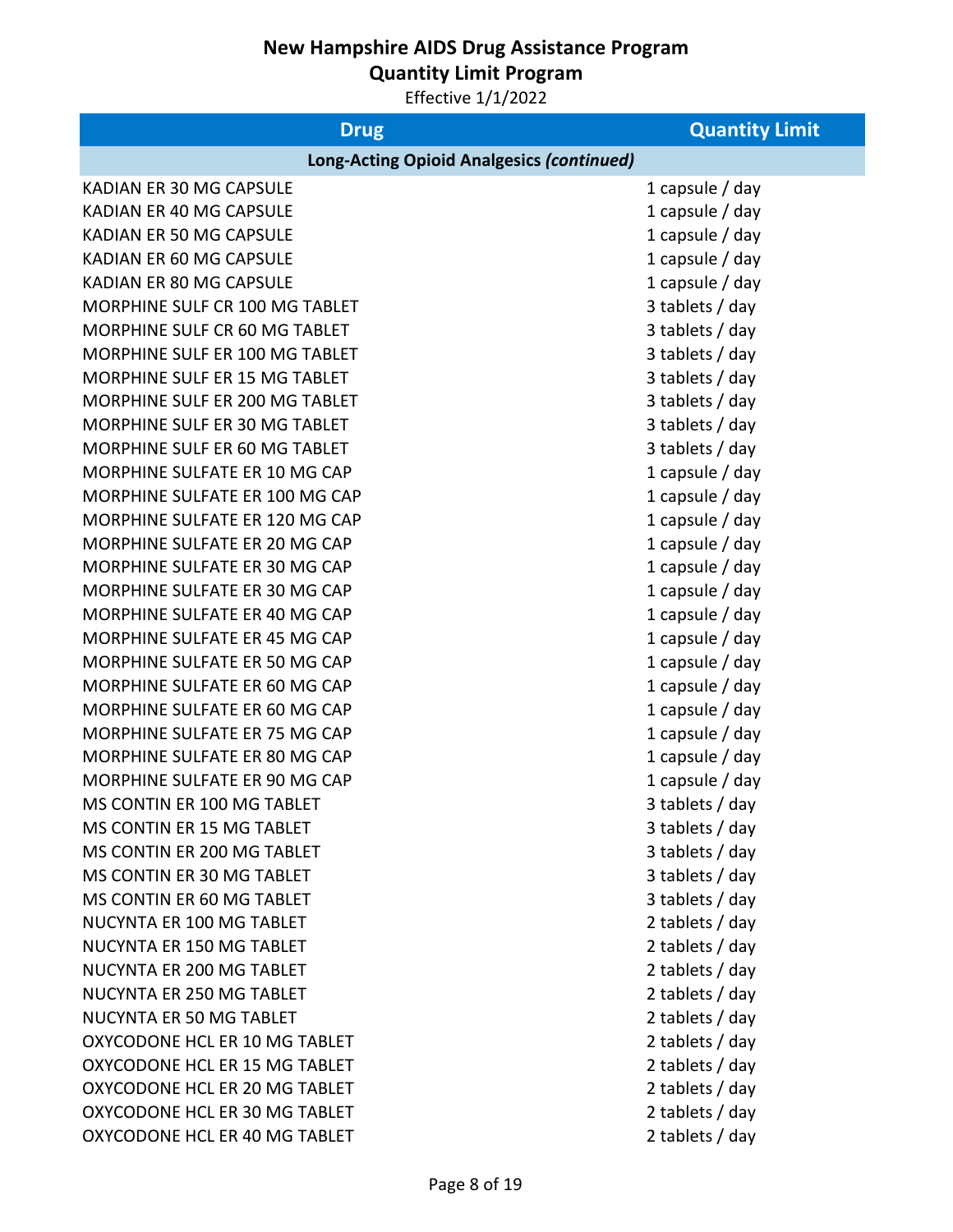# New Hampshire AIDS Drug Assistance Program
## Quantity Limit Program

Effective 1/1/2022

| Drug | Quantity Limit |
|---|---|
| **Long-Acting Opioid Analgesics *(continued)*** | |
| KADIAN ER 30 MG CAPSULE | 1 capsule / day |
| KADIAN ER 40 MG CAPSULE | 1 capsule / day |
| KADIAN ER 50 MG CAPSULE | 1 capsule / day |
| KADIAN ER 60 MG CAPSULE | 1 capsule / day |
| KADIAN ER 80 MG CAPSULE | 1 capsule / day |
| MORPHINE SULF CR 100 MG TABLET | 3 tablets / day |
| MORPHINE SULF CR 60 MG TABLET | 3 tablets / day |
| MORPHINE SULF ER 100 MG TABLET | 3 tablets / day |
| MORPHINE SULF ER 15 MG TABLET | 3 tablets / day |
| MORPHINE SULF ER 200 MG TABLET | 3 tablets / day |
| MORPHINE SULF ER 30 MG TABLET | 3 tablets / day |
| MORPHINE SULF ER 60 MG TABLET | 3 tablets / day |
| MORPHINE SULFATE ER 10 MG CAP | 1 capsule / day |
| MORPHINE SULFATE ER 100 MG CAP | 1 capsule / day |
| MORPHINE SULFATE ER 120 MG CAP | 1 capsule / day |
| MORPHINE SULFATE ER 20 MG CAP | 1 capsule / day |
| MORPHINE SULFATE ER 30 MG CAP | 1 capsule / day |
| MORPHINE SULFATE ER 30 MG CAP | 1 capsule / day |
| MORPHINE SULFATE ER 40 MG CAP | 1 capsule / day |
| MORPHINE SULFATE ER 45 MG CAP | 1 capsule / day |
| MORPHINE SULFATE ER 50 MG CAP | 1 capsule / day |
| MORPHINE SULFATE ER 60 MG CAP | 1 capsule / day |
| MORPHINE SULFATE ER 60 MG CAP | 1 capsule / day |
| MORPHINE SULFATE ER 75 MG CAP | 1 capsule / day |
| MORPHINE SULFATE ER 80 MG CAP | 1 capsule / day |
| MORPHINE SULFATE ER 90 MG CAP | 1 capsule / day |
| MS CONTIN ER 100 MG TABLET | 3 tablets / day |
| MS CONTIN ER 15 MG TABLET | 3 tablets / day |
| MS CONTIN ER 200 MG TABLET | 3 tablets / day |
| MS CONTIN ER 30 MG TABLET | 3 tablets / day |
| MS CONTIN ER 60 MG TABLET | 3 tablets / day |
| NUCYNTA ER 100 MG TABLET | 2 tablets / day |
| NUCYNTA ER 150 MG TABLET | 2 tablets / day |
| NUCYNTA ER 200 MG TABLET | 2 tablets / day |
| NUCYNTA ER 250 MG TABLET | 2 tablets / day |
| NUCYNTA ER 50 MG TABLET | 2 tablets / day |
| OXYCODONE HCL ER 10 MG TABLET | 2 tablets / day |
| OXYCODONE HCL ER 15 MG TABLET | 2 tablets / day |
| OXYCODONE HCL ER 20 MG TABLET | 2 tablets / day |
| OXYCODONE HCL ER 30 MG TABLET | 2 tablets / day |
| OXYCODONE HCL ER 40 MG TABLET | 2 tablets / day |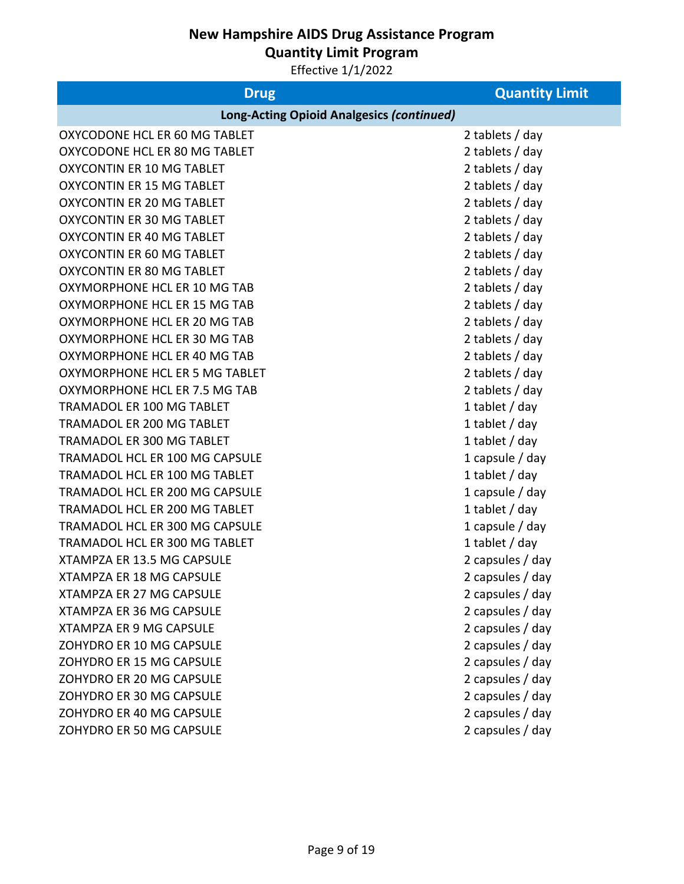# New Hampshire AIDS Drug Assistance Program

## Quantity Limit Program

Effective 1/1/2022

| Drug | Quantity Limit |
|---|---|
| **Long-Acting Opioid Analgesics *(continued)*** | |
| OXYCODONE HCL ER 60 MG TABLET | 2 tablets / day |
| OXYCODONE HCL ER 80 MG TABLET | 2 tablets / day |
| OXYCONTIN ER 10 MG TABLET | 2 tablets / day |
| OXYCONTIN ER 15 MG TABLET | 2 tablets / day |
| OXYCONTIN ER 20 MG TABLET | 2 tablets / day |
| OXYCONTIN ER 30 MG TABLET | 2 tablets / day |
| OXYCONTIN ER 40 MG TABLET | 2 tablets / day |
| OXYCONTIN ER 60 MG TABLET | 2 tablets / day |
| OXYCONTIN ER 80 MG TABLET | 2 tablets / day |
| OXYMORPHONE HCL ER 10 MG TAB | 2 tablets / day |
| OXYMORPHONE HCL ER 15 MG TAB | 2 tablets / day |
| OXYMORPHONE HCL ER 20 MG TAB | 2 tablets / day |
| OXYMORPHONE HCL ER 30 MG TAB | 2 tablets / day |
| OXYMORPHONE HCL ER 40 MG TAB | 2 tablets / day |
| OXYMORPHONE HCL ER 5 MG TABLET | 2 tablets / day |
| OXYMORPHONE HCL ER 7.5 MG TAB | 2 tablets / day |
| TRAMADOL ER 100 MG TABLET | 1 tablet / day |
| TRAMADOL ER 200 MG TABLET | 1 tablet / day |
| TRAMADOL ER 300 MG TABLET | 1 tablet / day |
| TRAMADOL HCL ER 100 MG CAPSULE | 1 capsule / day |
| TRAMADOL HCL ER 100 MG TABLET | 1 tablet / day |
| TRAMADOL HCL ER 200 MG CAPSULE | 1 capsule / day |
| TRAMADOL HCL ER 200 MG TABLET | 1 tablet / day |
| TRAMADOL HCL ER 300 MG CAPSULE | 1 capsule / day |
| TRAMADOL HCL ER 300 MG TABLET | 1 tablet / day |
| XTAMPZA ER 13.5 MG CAPSULE | 2 capsules / day |
| XTAMPZA ER 18 MG CAPSULE | 2 capsules / day |
| XTAMPZA ER 27 MG CAPSULE | 2 capsules / day |
| XTAMPZA ER 36 MG CAPSULE | 2 capsules / day |
| XTAMPZA ER 9 MG CAPSULE | 2 capsules / day |
| ZOHYDRO ER 10 MG CAPSULE | 2 capsules / day |
| ZOHYDRO ER 15 MG CAPSULE | 2 capsules / day |
| ZOHYDRO ER 20 MG CAPSULE | 2 capsules / day |
| ZOHYDRO ER 30 MG CAPSULE | 2 capsules / day |
| ZOHYDRO ER 40 MG CAPSULE | 2 capsules / day |
| ZOHYDRO ER 50 MG CAPSULE | 2 capsules / day |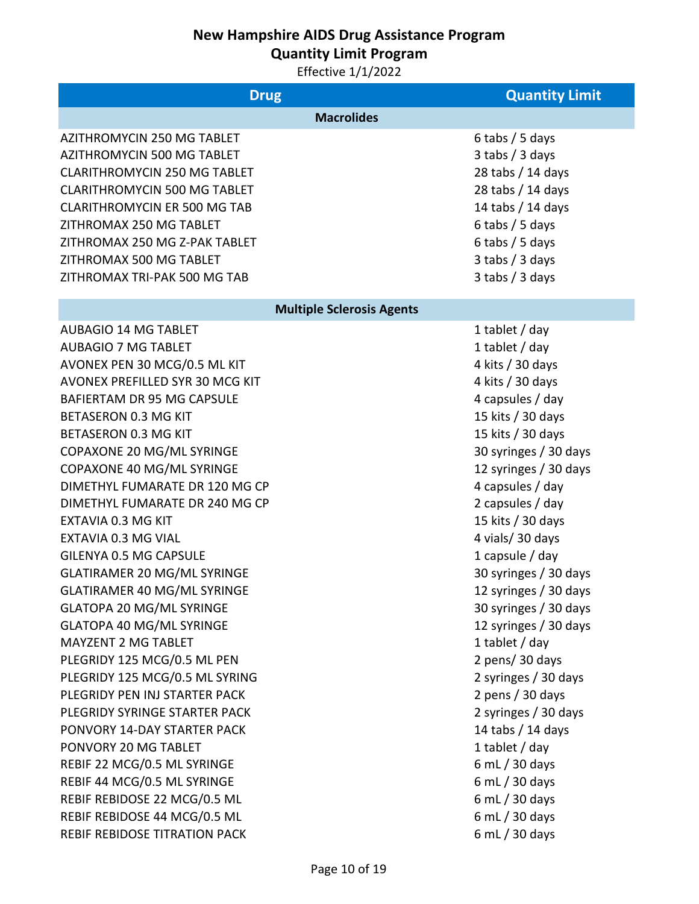# New Hampshire AIDS Drug Assistance Program
## Quantity Limit Program
Effective 1/1/2022

| Drug | Quantity Limit |
|---|---|
| **Macrolides** | |
| AZITHROMYCIN 250 MG TABLET | 6 tabs / 5 days |
| AZITHROMYCIN 500 MG TABLET | 3 tabs / 3 days |
| CLARITHROMYCIN 250 MG TABLET | 28 tabs / 14 days |
| CLARITHROMYCIN 500 MG TABLET | 28 tabs / 14 days |
| CLARITHROMYCIN ER 500 MG TAB | 14 tabs / 14 days |
| ZITHROMAX 250 MG TABLET | 6 tabs / 5 days |
| ZITHROMAX 250 MG Z-PAK TABLET | 6 tabs / 5 days |
| ZITHROMAX 500 MG TABLET | 3 tabs / 3 days |
| ZITHROMAX TRI-PAK 500 MG TAB | 3 tabs / 3 days |
| **Multiple Sclerosis Agents** | |
| AUBAGIO 14 MG TABLET | 1 tablet / day |
| AUBAGIO 7 MG TABLET | 1 tablet / day |
| AVONEX PEN 30 MCG/0.5 ML KIT | 4 kits / 30 days |
| AVONEX PREFILLED SYR 30 MCG KIT | 4 kits / 30 days |
| BAFIERTAM DR 95 MG CAPSULE | 4 capsules / day |
| BETASERON 0.3 MG KIT | 15 kits / 30 days |
| BETASERON 0.3 MG KIT | 15 kits / 30 days |
| COPAXONE 20 MG/ML SYRINGE | 30 syringes / 30 days |
| COPAXONE 40 MG/ML SYRINGE | 12 syringes / 30 days |
| DIMETHYL FUMARATE DR 120 MG CP | 4 capsules / day |
| DIMETHYL FUMARATE DR 240 MG CP | 2 capsules / day |
| EXTAVIA 0.3 MG KIT | 15 kits / 30 days |
| EXTAVIA 0.3 MG VIAL | 4 vials/ 30 days |
| GILENYA 0.5 MG CAPSULE | 1 capsule / day |
| GLATIRAMER 20 MG/ML SYRINGE | 30 syringes / 30 days |
| GLATIRAMER 40 MG/ML SYRINGE | 12 syringes / 30 days |
| GLATOPA 20 MG/ML SYRINGE | 30 syringes / 30 days |
| GLATOPA 40 MG/ML SYRINGE | 12 syringes / 30 days |
| MAYZENT 2 MG TABLET | 1 tablet / day |
| PLEGRIDY 125 MCG/0.5 ML PEN | 2 pens/ 30 days |
| PLEGRIDY 125 MCG/0.5 ML SYRING | 2 syringes / 30 days |
| PLEGRIDY PEN INJ STARTER PACK | 2 pens / 30 days |
| PLEGRIDY SYRINGE STARTER PACK | 2 syringes / 30 days |
| PONVORY 14-DAY STARTER PACK | 14 tabs / 14 days |
| PONVORY 20 MG TABLET | 1 tablet / day |
| REBIF 22 MCG/0.5 ML SYRINGE | 6 mL / 30 days |
| REBIF 44 MCG/0.5 ML SYRINGE | 6 mL / 30 days |
| REBIF REBIDOSE 22 MCG/0.5 ML | 6 mL / 30 days |
| REBIF REBIDOSE 44 MCG/0.5 ML | 6 mL / 30 days |
| REBIF REBIDOSE TITRATION PACK | 6 mL / 30 days |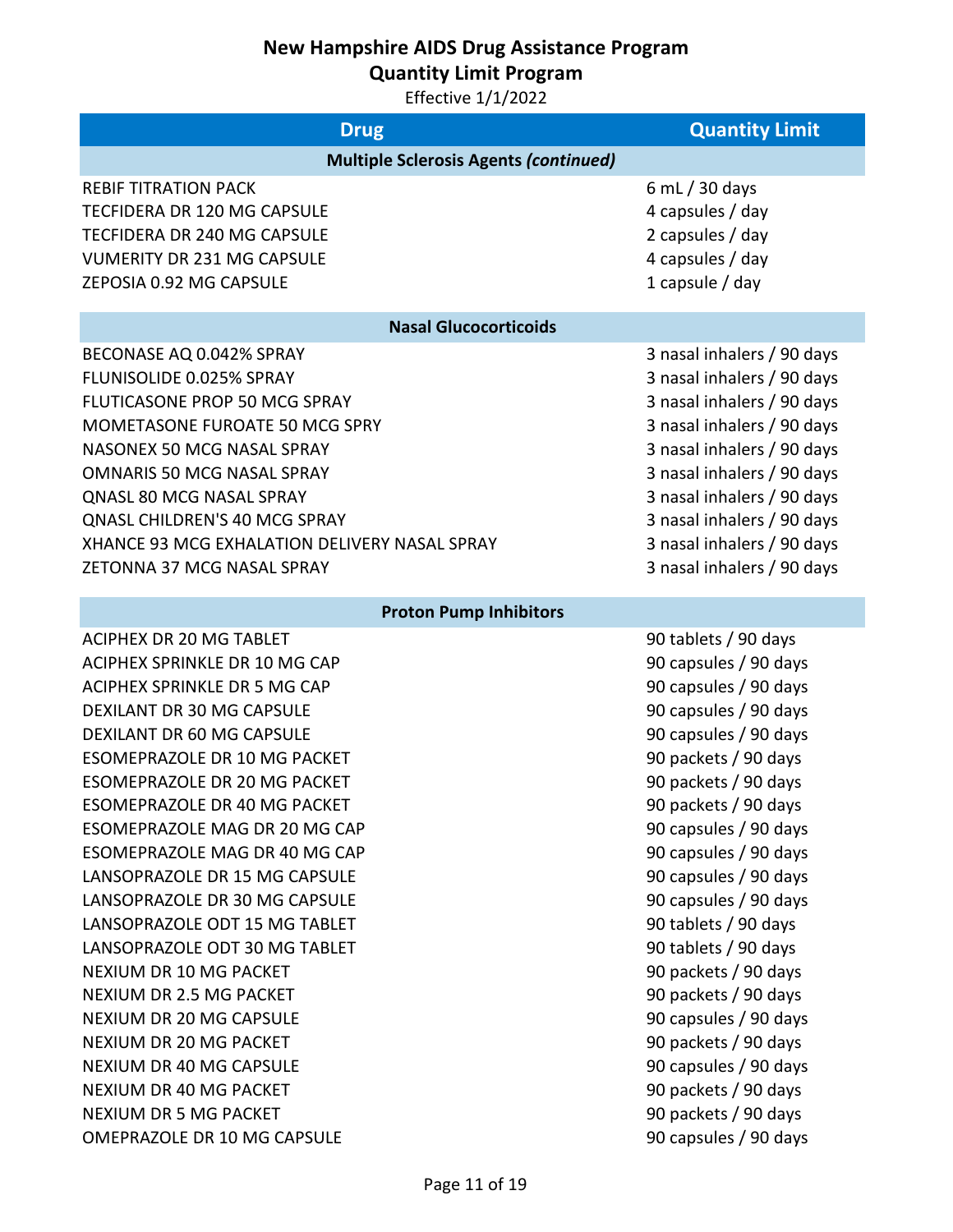# New Hampshire AIDS Drug Assistance Program
## Quantity Limit Program
Effective 1/1/2022

| Drug | Quantity Limit |
|---|---|
| **Multiple Sclerosis Agents *(continued)*** | |
| REBIF TITRATION PACK | 6 mL / 30 days |
| TECFIDERA DR 120 MG CAPSULE | 4 capsules / day |
| TECFIDERA DR 240 MG CAPSULE | 2 capsules / day |
| VUMERITY DR 231 MG CAPSULE | 4 capsules / day |
| ZEPOSIA 0.92 MG CAPSULE | 1 capsule / day |
| **Nasal Glucocorticoids** | |
| BECONASE AQ 0.042% SPRAY | 3 nasal inhalers / 90 days |
| FLUNISOLIDE 0.025% SPRAY | 3 nasal inhalers / 90 days |
| FLUTICASONE PROP 50 MCG SPRAY | 3 nasal inhalers / 90 days |
| MOMETASONE FUROATE 50 MCG SPRY | 3 nasal inhalers / 90 days |
| NASONEX 50 MCG NASAL SPRAY | 3 nasal inhalers / 90 days |
| OMNARIS 50 MCG NASAL SPRAY | 3 nasal inhalers / 90 days |
| QNASL 80 MCG NASAL SPRAY | 3 nasal inhalers / 90 days |
| QNASL CHILDREN'S 40 MCG SPRAY | 3 nasal inhalers / 90 days |
| XHANCE 93 MCG EXHALATION DELIVERY NASAL SPRAY | 3 nasal inhalers / 90 days |
| ZETONNA 37 MCG NASAL SPRAY | 3 nasal inhalers / 90 days |
| **Proton Pump Inhibitors** | |
| ACIPHEX DR 20 MG TABLET | 90 tablets / 90 days |
| ACIPHEX SPRINKLE DR 10 MG CAP | 90 capsules / 90 days |
| ACIPHEX SPRINKLE DR 5 MG CAP | 90 capsules / 90 days |
| DEXILANT DR 30 MG CAPSULE | 90 capsules / 90 days |
| DEXILANT DR 60 MG CAPSULE | 90 capsules / 90 days |
| ESOMEPRAZOLE DR 10 MG PACKET | 90 packets / 90 days |
| ESOMEPRAZOLE DR 20 MG PACKET | 90 packets / 90 days |
| ESOMEPRAZOLE DR 40 MG PACKET | 90 packets / 90 days |
| ESOMEPRAZOLE MAG DR 20 MG CAP | 90 capsules / 90 days |
| ESOMEPRAZOLE MAG DR 40 MG CAP | 90 capsules / 90 days |
| LANSOPRAZOLE DR 15 MG CAPSULE | 90 capsules / 90 days |
| LANSOPRAZOLE DR 30 MG CAPSULE | 90 capsules / 90 days |
| LANSOPRAZOLE ODT 15 MG TABLET | 90 tablets / 90 days |
| LANSOPRAZOLE ODT 30 MG TABLET | 90 tablets / 90 days |
| NEXIUM DR 10 MG PACKET | 90 packets / 90 days |
| NEXIUM DR 2.5 MG PACKET | 90 packets / 90 days |
| NEXIUM DR 20 MG CAPSULE | 90 capsules / 90 days |
| NEXIUM DR 20 MG PACKET | 90 packets / 90 days |
| NEXIUM DR 40 MG CAPSULE | 90 capsules / 90 days |
| NEXIUM DR 40 MG PACKET | 90 packets / 90 days |
| NEXIUM DR 5 MG PACKET | 90 packets / 90 days |
| OMEPRAZOLE DR 10 MG CAPSULE | 90 capsules / 90 days |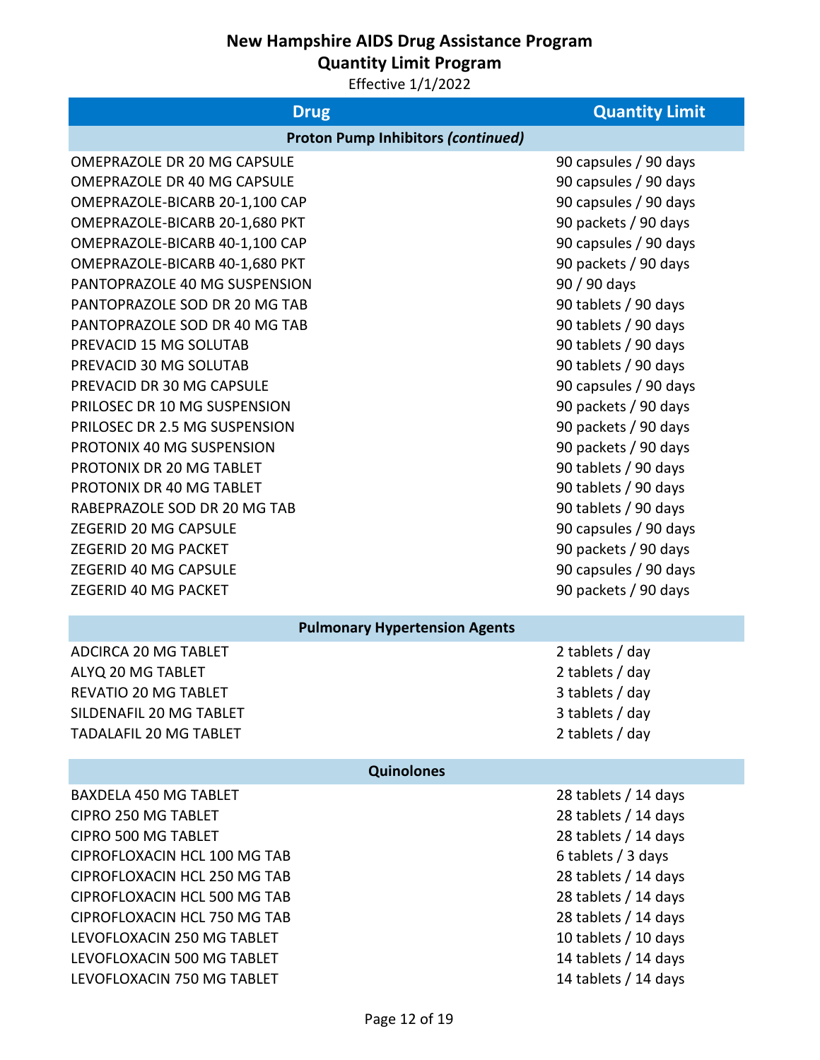# New Hampshire AIDS Drug Assistance Program
## Quantity Limit Program
Effective 1/1/2022

| Drug | Quantity Limit |
|---|---|
| **Proton Pump Inhibitors *(continued)*** | |
| OMEPRAZOLE DR 20 MG CAPSULE | 90 capsules / 90 days |
| OMEPRAZOLE DR 40 MG CAPSULE | 90 capsules / 90 days |
| OMEPRAZOLE-BICARB 20-1,100 CAP | 90 capsules / 90 days |
| OMEPRAZOLE-BICARB 20-1,680 PKT | 90 packets / 90 days |
| OMEPRAZOLE-BICARB 40-1,100 CAP | 90 capsules / 90 days |
| OMEPRAZOLE-BICARB 40-1,680 PKT | 90 packets / 90 days |
| PANTOPRAZOLE 40 MG SUSPENSION | 90 / 90 days |
| PANTOPRAZOLE SOD DR 20 MG TAB | 90 tablets / 90 days |
| PANTOPRAZOLE SOD DR 40 MG TAB | 90 tablets / 90 days |
| PREVACID 15 MG SOLUTAB | 90 tablets / 90 days |
| PREVACID 30 MG SOLUTAB | 90 tablets / 90 days |
| PREVACID DR 30 MG CAPSULE | 90 capsules / 90 days |
| PRILOSEC DR 10 MG SUSPENSION | 90 packets / 90 days |
| PRILOSEC DR 2.5 MG SUSPENSION | 90 packets / 90 days |
| PROTONIX 40 MG SUSPENSION | 90 packets / 90 days |
| PROTONIX DR 20 MG TABLET | 90 tablets / 90 days |
| PROTONIX DR 40 MG TABLET | 90 tablets / 90 days |
| RABEPRAZOLE SOD DR 20 MG TAB | 90 tablets / 90 days |
| ZEGERID 20 MG CAPSULE | 90 capsules / 90 days |
| ZEGERID 20 MG PACKET | 90 packets / 90 days |
| ZEGERID 40 MG CAPSULE | 90 capsules / 90 days |
| ZEGERID 40 MG PACKET | 90 packets / 90 days |
| **Pulmonary Hypertension Agents** | |
| ADCIRCA 20 MG TABLET | 2 tablets / day |
| ALYQ 20 MG TABLET | 2 tablets / day |
| REVATIO 20 MG TABLET | 3 tablets / day |
| SILDENAFIL 20 MG TABLET | 3 tablets / day |
| TADALAFIL 20 MG TABLET | 2 tablets / day |
| **Quinolones** | |
| BAXDELA 450 MG TABLET | 28 tablets / 14 days |
| CIPRO 250 MG TABLET | 28 tablets / 14 days |
| CIPRO 500 MG TABLET | 28 tablets / 14 days |
| CIPROFLOXACIN HCL 100 MG TAB | 6 tablets / 3 days |
| CIPROFLOXACIN HCL 250 MG TAB | 28 tablets / 14 days |
| CIPROFLOXACIN HCL 500 MG TAB | 28 tablets / 14 days |
| CIPROFLOXACIN HCL 750 MG TAB | 28 tablets / 14 days |
| LEVOFLOXACIN 250 MG TABLET | 10 tablets / 10 days |
| LEVOFLOXACIN 500 MG TABLET | 14 tablets / 14 days |
| LEVOFLOXACIN 750 MG TABLET | 14 tablets / 14 days |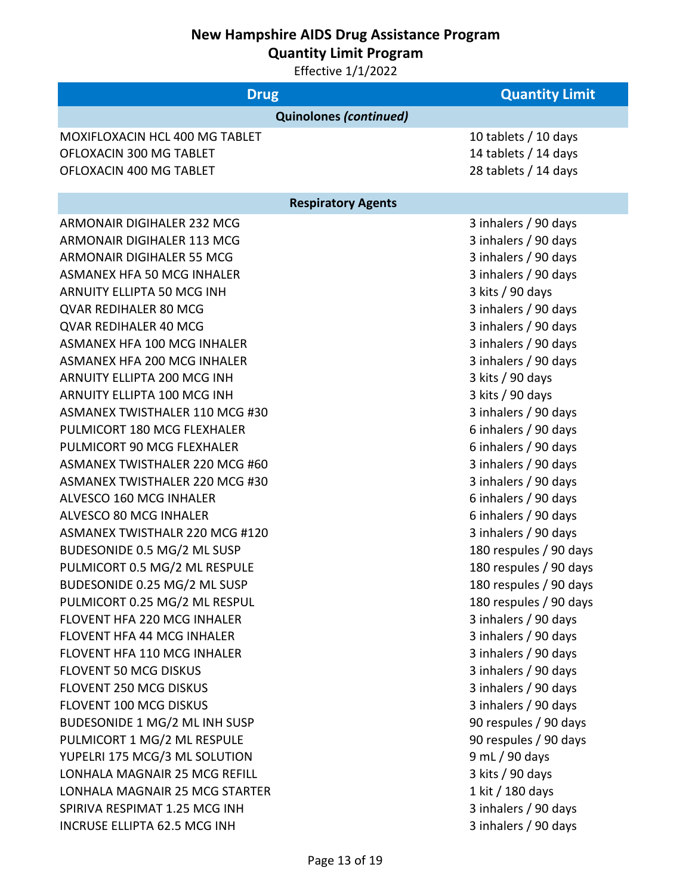# New Hampshire AIDS Drug Assistance Program

## Quantity Limit Program

Effective 1/1/2022

| Drug | Quantity Limit |
|---|---|
| **Quinolones *(continued)*** | |
| MOXIFLOXACIN HCL 400 MG TABLET | 10 tablets / 10 days |
| OFLOXACIN 300 MG TABLET | 14 tablets / 14 days |
| OFLOXACIN 400 MG TABLET | 28 tablets / 14 days |
| **Respiratory Agents** | |
| ARMONAIR DIGIHALER 232 MCG | 3 inhalers / 90 days |
| ARMONAIR DIGIHALER 113 MCG | 3 inhalers / 90 days |
| ARMONAIR DIGIHALER 55 MCG | 3 inhalers / 90 days |
| ASMANEX HFA 50 MCG INHALER | 3 inhalers / 90 days |
| ARNUITY ELLIPTA 50 MCG INH | 3 kits / 90 days |
| QVAR REDIHALER 80 MCG | 3 inhalers / 90 days |
| QVAR REDIHALER 40 MCG | 3 inhalers / 90 days |
| ASMANEX HFA 100 MCG INHALER | 3 inhalers / 90 days |
| ASMANEX HFA 200 MCG INHALER | 3 inhalers / 90 days |
| ARNUITY ELLIPTA 200 MCG INH | 3 kits / 90 days |
| ARNUITY ELLIPTA 100 MCG INH | 3 kits / 90 days |
| ASMANEX TWISTHALER 110 MCG #30 | 3 inhalers / 90 days |
| PULMICORT 180 MCG FLEXHALER | 6 inhalers / 90 days |
| PULMICORT 90 MCG FLEXHALER | 6 inhalers / 90 days |
| ASMANEX TWISTHALER 220 MCG #60 | 3 inhalers / 90 days |
| ASMANEX TWISTHALER 220 MCG #30 | 3 inhalers / 90 days |
| ALVESCO 160 MCG INHALER | 6 inhalers / 90 days |
| ALVESCO 80 MCG INHALER | 6 inhalers / 90 days |
| ASMANEX TWISTHALR 220 MCG #120 | 3 inhalers / 90 days |
| BUDESONIDE 0.5 MG/2 ML SUSP | 180 respules / 90 days |
| PULMICORT 0.5 MG/2 ML RESPULE | 180 respules / 90 days |
| BUDESONIDE 0.25 MG/2 ML SUSP | 180 respules / 90 days |
| PULMICORT 0.25 MG/2 ML RESPUL | 180 respules / 90 days |
| FLOVENT HFA 220 MCG INHALER | 3 inhalers / 90 days |
| FLOVENT HFA 44 MCG INHALER | 3 inhalers / 90 days |
| FLOVENT HFA 110 MCG INHALER | 3 inhalers / 90 days |
| FLOVENT 50 MCG DISKUS | 3 inhalers / 90 days |
| FLOVENT 250 MCG DISKUS | 3 inhalers / 90 days |
| FLOVENT 100 MCG DISKUS | 3 inhalers / 90 days |
| BUDESONIDE 1 MG/2 ML INH SUSP | 90 respules / 90 days |
| PULMICORT 1 MG/2 ML RESPULE | 90 respules / 90 days |
| YUPELRI 175 MCG/3 ML SOLUTION | 9 mL / 90 days |
| LONHALA MAGNAIR 25 MCG REFILL | 3 kits / 90 days |
| LONHALA MAGNAIR 25 MCG STARTER | 1 kit / 180 days |
| SPIRIVA RESPIMAT 1.25 MCG INH | 3 inhalers / 90 days |
| INCRUSE ELLIPTA 62.5 MCG INH | 3 inhalers / 90 days |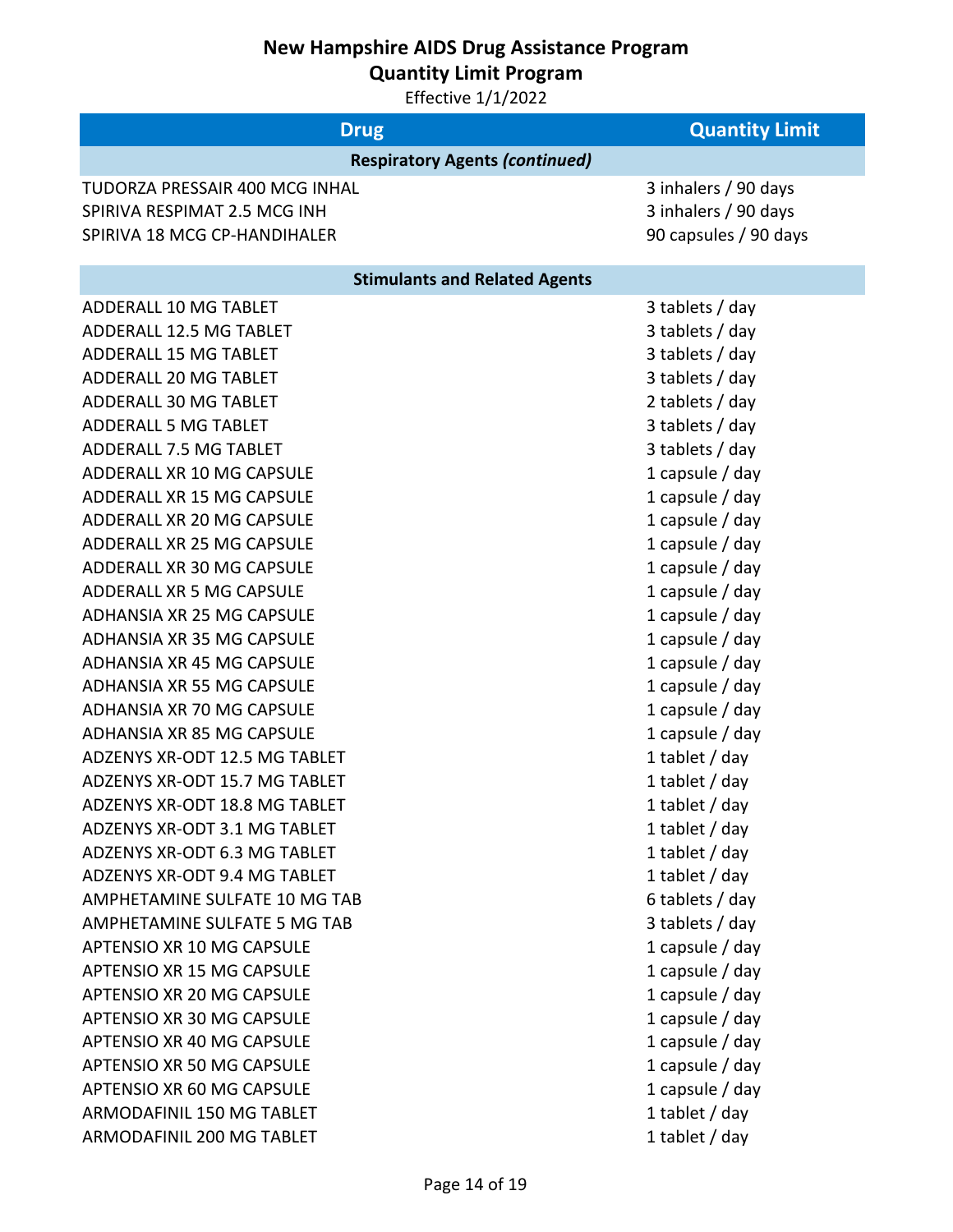# New Hampshire AIDS Drug Assistance Program
## Quantity Limit Program
Effective 1/1/2022

| Drug | Quantity Limit |
| --- | --- |
| **Respiratory Agents *(continued)*** | |
| TUDORZA PRESSAIR 400 MCG INHAL | 3 inhalers / 90 days |
| SPIRIVA RESPIMAT 2.5 MCG INH | 3 inhalers / 90 days |
| SPIRIVA 18 MCG CP-HANDIHALER | 90 capsules / 90 days |
| **Stimulants and Related Agents** | |
| ADDERALL 10 MG TABLET | 3 tablets / day |
| ADDERALL 12.5 MG TABLET | 3 tablets / day |
| ADDERALL 15 MG TABLET | 3 tablets / day |
| ADDERALL 20 MG TABLET | 3 tablets / day |
| ADDERALL 30 MG TABLET | 2 tablets / day |
| ADDERALL 5 MG TABLET | 3 tablets / day |
| ADDERALL 7.5 MG TABLET | 3 tablets / day |
| ADDERALL XR 10 MG CAPSULE | 1 capsule / day |
| ADDERALL XR 15 MG CAPSULE | 1 capsule / day |
| ADDERALL XR 20 MG CAPSULE | 1 capsule / day |
| ADDERALL XR 25 MG CAPSULE | 1 capsule / day |
| ADDERALL XR 30 MG CAPSULE | 1 capsule / day |
| ADDERALL XR 5 MG CAPSULE | 1 capsule / day |
| ADHANSIA XR 25 MG CAPSULE | 1 capsule / day |
| ADHANSIA XR 35 MG CAPSULE | 1 capsule / day |
| ADHANSIA XR 45 MG CAPSULE | 1 capsule / day |
| ADHANSIA XR 55 MG CAPSULE | 1 capsule / day |
| ADHANSIA XR 70 MG CAPSULE | 1 capsule / day |
| ADHANSIA XR 85 MG CAPSULE | 1 capsule / day |
| ADZENYS XR-ODT 12.5 MG TABLET | 1 tablet / day |
| ADZENYS XR-ODT 15.7 MG TABLET | 1 tablet / day |
| ADZENYS XR-ODT 18.8 MG TABLET | 1 tablet / day |
| ADZENYS XR-ODT 3.1 MG TABLET | 1 tablet / day |
| ADZENYS XR-ODT 6.3 MG TABLET | 1 tablet / day |
| ADZENYS XR-ODT 9.4 MG TABLET | 1 tablet / day |
| AMPHETAMINE SULFATE 10 MG TAB | 6 tablets / day |
| AMPHETAMINE SULFATE 5 MG TAB | 3 tablets / day |
| APTENSIO XR 10 MG CAPSULE | 1 capsule / day |
| APTENSIO XR 15 MG CAPSULE | 1 capsule / day |
| APTENSIO XR 20 MG CAPSULE | 1 capsule / day |
| APTENSIO XR 30 MG CAPSULE | 1 capsule / day |
| APTENSIO XR 40 MG CAPSULE | 1 capsule / day |
| APTENSIO XR 50 MG CAPSULE | 1 capsule / day |
| APTENSIO XR 60 MG CAPSULE | 1 capsule / day |
| ARMODAFINIL 150 MG TABLET | 1 tablet / day |
| ARMODAFINIL 200 MG TABLET | 1 tablet / day |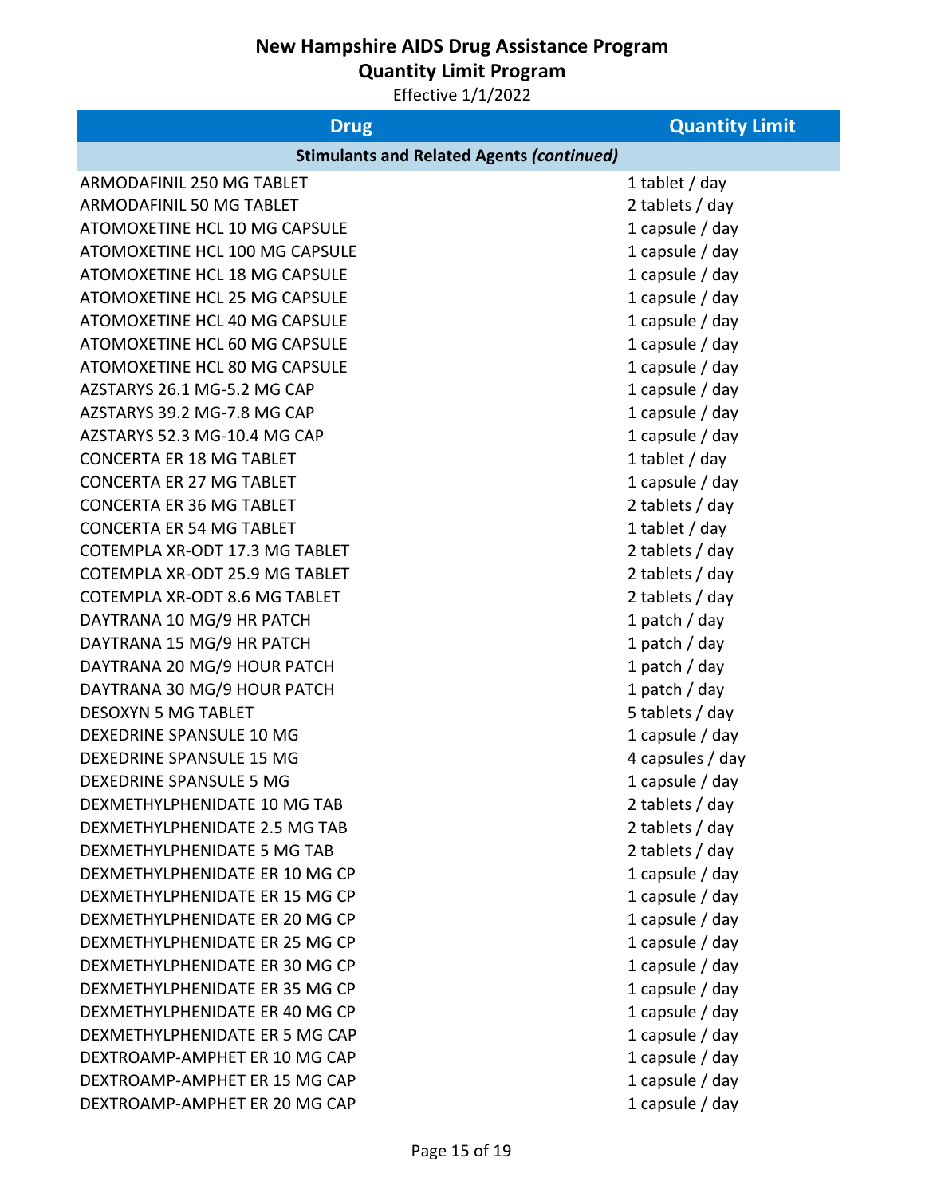# New Hampshire AIDS Drug Assistance Program

## Quantity Limit Program

Effective 1/1/2022

| Drug | Quantity Limit |
|---|---|
| **Stimulants and Related Agents *(continued)*** | |
| ARMODAFINIL 250 MG TABLET | 1 tablet / day |
| ARMODAFINIL 50 MG TABLET | 2 tablets / day |
| ATOMOXETINE HCL 10 MG CAPSULE | 1 capsule / day |
| ATOMOXETINE HCL 100 MG CAPSULE | 1 capsule / day |
| ATOMOXETINE HCL 18 MG CAPSULE | 1 capsule / day |
| ATOMOXETINE HCL 25 MG CAPSULE | 1 capsule / day |
| ATOMOXETINE HCL 40 MG CAPSULE | 1 capsule / day |
| ATOMOXETINE HCL 60 MG CAPSULE | 1 capsule / day |
| ATOMOXETINE HCL 80 MG CAPSULE | 1 capsule / day |
| AZSTARYS 26.1 MG-5.2 MG CAP | 1 capsule / day |
| AZSTARYS 39.2 MG-7.8 MG CAP | 1 capsule / day |
| AZSTARYS 52.3 MG-10.4 MG CAP | 1 capsule / day |
| CONCERTA ER 18 MG TABLET | 1 tablet / day |
| CONCERTA ER 27 MG TABLET | 1 capsule / day |
| CONCERTA ER 36 MG TABLET | 2 tablets / day |
| CONCERTA ER 54 MG TABLET | 1 tablet / day |
| COTEMPLA XR-ODT 17.3 MG TABLET | 2 tablets / day |
| COTEMPLA XR-ODT 25.9 MG TABLET | 2 tablets / day |
| COTEMPLA XR-ODT 8.6 MG TABLET | 2 tablets / day |
| DAYTRANA 10 MG/9 HR PATCH | 1 patch / day |
| DAYTRANA 15 MG/9 HR PATCH | 1 patch / day |
| DAYTRANA 20 MG/9 HOUR PATCH | 1 patch / day |
| DAYTRANA 30 MG/9 HOUR PATCH | 1 patch / day |
| DESOXYN 5 MG TABLET | 5 tablets / day |
| DEXEDRINE SPANSULE 10 MG | 1 capsule / day |
| DEXEDRINE SPANSULE 15 MG | 4 capsules / day |
| DEXEDRINE SPANSULE 5 MG | 1 capsule / day |
| DEXMETHYLPHENIDATE 10 MG TAB | 2 tablets / day |
| DEXMETHYLPHENIDATE 2.5 MG TAB | 2 tablets / day |
| DEXMETHYLPHENIDATE 5 MG TAB | 2 tablets / day |
| DEXMETHYLPHENIDATE ER 10 MG CP | 1 capsule / day |
| DEXMETHYLPHENIDATE ER 15 MG CP | 1 capsule / day |
| DEXMETHYLPHENIDATE ER 20 MG CP | 1 capsule / day |
| DEXMETHYLPHENIDATE ER 25 MG CP | 1 capsule / day |
| DEXMETHYLPHENIDATE ER 30 MG CP | 1 capsule / day |
| DEXMETHYLPHENIDATE ER 35 MG CP | 1 capsule / day |
| DEXMETHYLPHENIDATE ER 40 MG CP | 1 capsule / day |
| DEXMETHYLPHENIDATE ER 5 MG CAP | 1 capsule / day |
| DEXTROAMP-AMPHET ER 10 MG CAP | 1 capsule / day |
| DEXTROAMP-AMPHET ER 15 MG CAP | 1 capsule / day |
| DEXTROAMP-AMPHET ER 20 MG CAP | 1 capsule / day |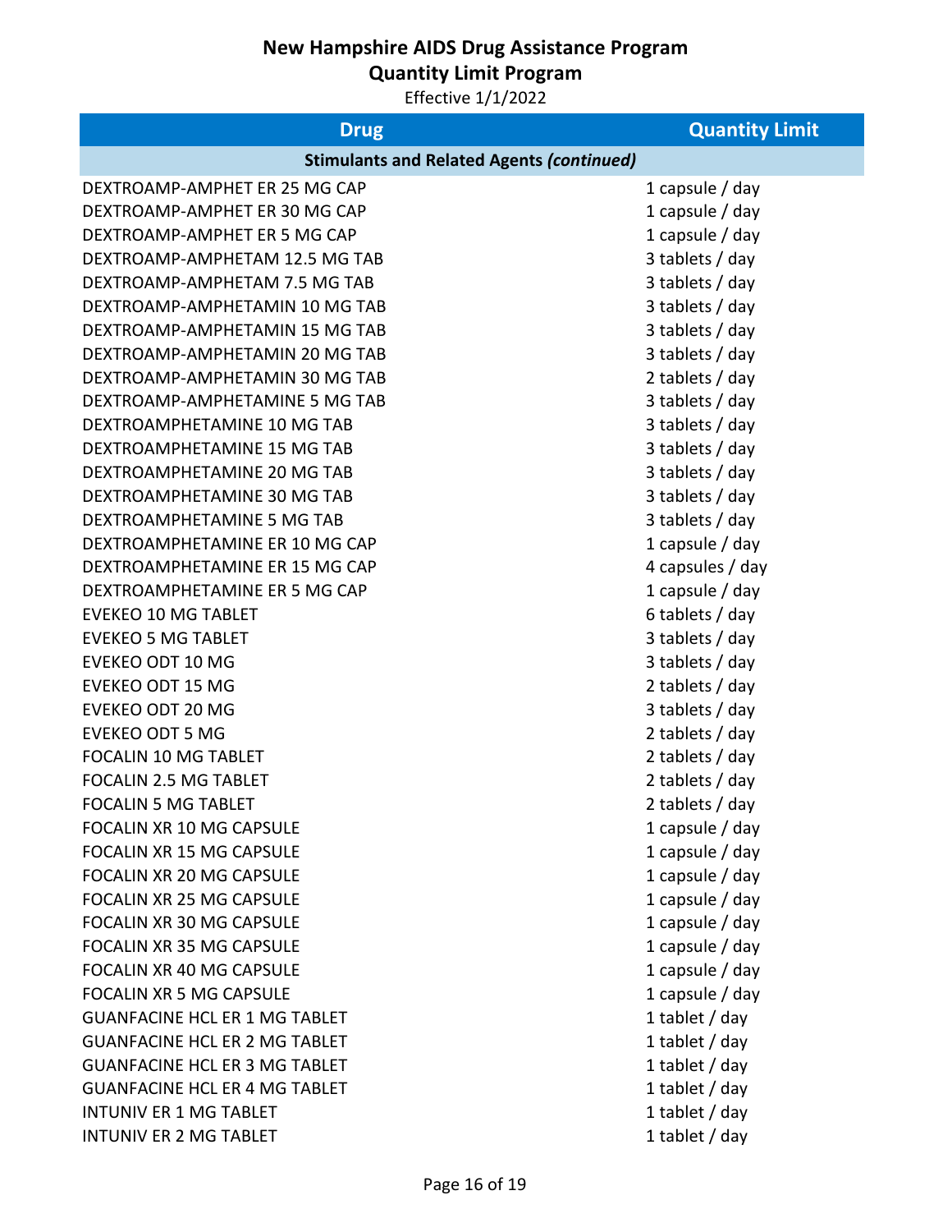# New Hampshire AIDS Drug Assistance Program

## Quantity Limit Program

Effective 1/1/2022

| Drug | Quantity Limit |
|---|---|
| **Stimulants and Related Agents *(continued)*** | |
| DEXTROAMP-AMPHET ER 25 MG CAP | 1 capsule / day |
| DEXTROAMP-AMPHET ER 30 MG CAP | 1 capsule / day |
| DEXTROAMP-AMPHET ER 5 MG CAP | 1 capsule / day |
| DEXTROAMP-AMPHETAM 12.5 MG TAB | 3 tablets / day |
| DEXTROAMP-AMPHETAM 7.5 MG TAB | 3 tablets / day |
| DEXTROAMP-AMPHETAMIN 10 MG TAB | 3 tablets / day |
| DEXTROAMP-AMPHETAMIN 15 MG TAB | 3 tablets / day |
| DEXTROAMP-AMPHETAMIN 20 MG TAB | 3 tablets / day |
| DEXTROAMP-AMPHETAMIN 30 MG TAB | 2 tablets / day |
| DEXTROAMP-AMPHETAMINE 5 MG TAB | 3 tablets / day |
| DEXTROAMPHETAMINE 10 MG TAB | 3 tablets / day |
| DEXTROAMPHETAMINE 15 MG TAB | 3 tablets / day |
| DEXTROAMPHETAMINE 20 MG TAB | 3 tablets / day |
| DEXTROAMPHETAMINE 30 MG TAB | 3 tablets / day |
| DEXTROAMPHETAMINE 5 MG TAB | 3 tablets / day |
| DEXTROAMPHETAMINE ER 10 MG CAP | 1 capsule / day |
| DEXTROAMPHETAMINE ER 15 MG CAP | 4 capsules / day |
| DEXTROAMPHETAMINE ER 5 MG CAP | 1 capsule / day |
| EVEKEO 10 MG TABLET | 6 tablets / day |
| EVEKEO 5 MG TABLET | 3 tablets / day |
| EVEKEO ODT 10 MG | 3 tablets / day |
| EVEKEO ODT 15 MG | 2 tablets / day |
| EVEKEO ODT 20 MG | 3 tablets / day |
| EVEKEO ODT 5 MG | 2 tablets / day |
| FOCALIN 10 MG TABLET | 2 tablets / day |
| FOCALIN 2.5 MG TABLET | 2 tablets / day |
| FOCALIN 5 MG TABLET | 2 tablets / day |
| FOCALIN XR 10 MG CAPSULE | 1 capsule / day |
| FOCALIN XR 15 MG CAPSULE | 1 capsule / day |
| FOCALIN XR 20 MG CAPSULE | 1 capsule / day |
| FOCALIN XR 25 MG CAPSULE | 1 capsule / day |
| FOCALIN XR 30 MG CAPSULE | 1 capsule / day |
| FOCALIN XR 35 MG CAPSULE | 1 capsule / day |
| FOCALIN XR 40 MG CAPSULE | 1 capsule / day |
| FOCALIN XR 5 MG CAPSULE | 1 capsule / day |
| GUANFACINE HCL ER 1 MG TABLET | 1 tablet / day |
| GUANFACINE HCL ER 2 MG TABLET | 1 tablet / day |
| GUANFACINE HCL ER 3 MG TABLET | 1 tablet / day |
| GUANFACINE HCL ER 4 MG TABLET | 1 tablet / day |
| INTUNIV ER 1 MG TABLET | 1 tablet / day |
| INTUNIV ER 2 MG TABLET | 1 tablet / day |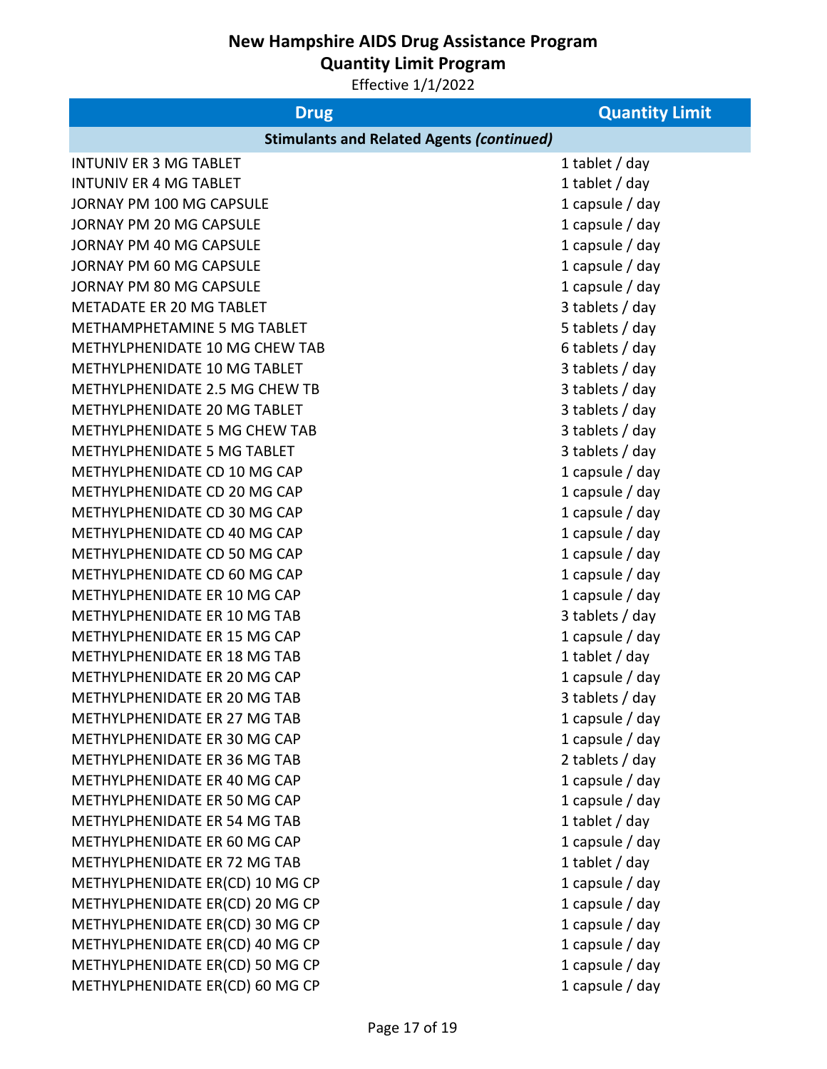# New Hampshire AIDS Drug Assistance Program
## Quantity Limit Program
Effective 1/1/2022

| Drug | Quantity Limit |
|---|---|
| **Stimulants and Related Agents *(continued)*** | |
| INTUNIV ER 3 MG TABLET | 1 tablet / day |
| INTUNIV ER 4 MG TABLET | 1 tablet / day |
| JORNAY PM 100 MG CAPSULE | 1 capsule / day |
| JORNAY PM 20 MG CAPSULE | 1 capsule / day |
| JORNAY PM 40 MG CAPSULE | 1 capsule / day |
| JORNAY PM 60 MG CAPSULE | 1 capsule / day |
| JORNAY PM 80 MG CAPSULE | 1 capsule / day |
| METADATE ER 20 MG TABLET | 3 tablets / day |
| METHAMPHETAMINE 5 MG TABLET | 5 tablets / day |
| METHYLPHENIDATE 10 MG CHEW TAB | 6 tablets / day |
| METHYLPHENIDATE 10 MG TABLET | 3 tablets / day |
| METHYLPHENIDATE 2.5 MG CHEW TB | 3 tablets / day |
| METHYLPHENIDATE 20 MG TABLET | 3 tablets / day |
| METHYLPHENIDATE 5 MG CHEW TAB | 3 tablets / day |
| METHYLPHENIDATE 5 MG TABLET | 3 tablets / day |
| METHYLPHENIDATE CD 10 MG CAP | 1 capsule / day |
| METHYLPHENIDATE CD 20 MG CAP | 1 capsule / day |
| METHYLPHENIDATE CD 30 MG CAP | 1 capsule / day |
| METHYLPHENIDATE CD 40 MG CAP | 1 capsule / day |
| METHYLPHENIDATE CD 50 MG CAP | 1 capsule / day |
| METHYLPHENIDATE CD 60 MG CAP | 1 capsule / day |
| METHYLPHENIDATE ER 10 MG CAP | 1 capsule / day |
| METHYLPHENIDATE ER 10 MG TAB | 3 tablets / day |
| METHYLPHENIDATE ER 15 MG CAP | 1 capsule / day |
| METHYLPHENIDATE ER 18 MG TAB | 1 tablet / day |
| METHYLPHENIDATE ER 20 MG CAP | 1 capsule / day |
| METHYLPHENIDATE ER 20 MG TAB | 3 tablets / day |
| METHYLPHENIDATE ER 27 MG TAB | 1 capsule / day |
| METHYLPHENIDATE ER 30 MG CAP | 1 capsule / day |
| METHYLPHENIDATE ER 36 MG TAB | 2 tablets / day |
| METHYLPHENIDATE ER 40 MG CAP | 1 capsule / day |
| METHYLPHENIDATE ER 50 MG CAP | 1 capsule / day |
| METHYLPHENIDATE ER 54 MG TAB | 1 tablet / day |
| METHYLPHENIDATE ER 60 MG CAP | 1 capsule / day |
| METHYLPHENIDATE ER 72 MG TAB | 1 tablet / day |
| METHYLPHENIDATE ER(CD) 10 MG CP | 1 capsule / day |
| METHYLPHENIDATE ER(CD) 20 MG CP | 1 capsule / day |
| METHYLPHENIDATE ER(CD) 30 MG CP | 1 capsule / day |
| METHYLPHENIDATE ER(CD) 40 MG CP | 1 capsule / day |
| METHYLPHENIDATE ER(CD) 50 MG CP | 1 capsule / day |
| METHYLPHENIDATE ER(CD) 60 MG CP | 1 capsule / day |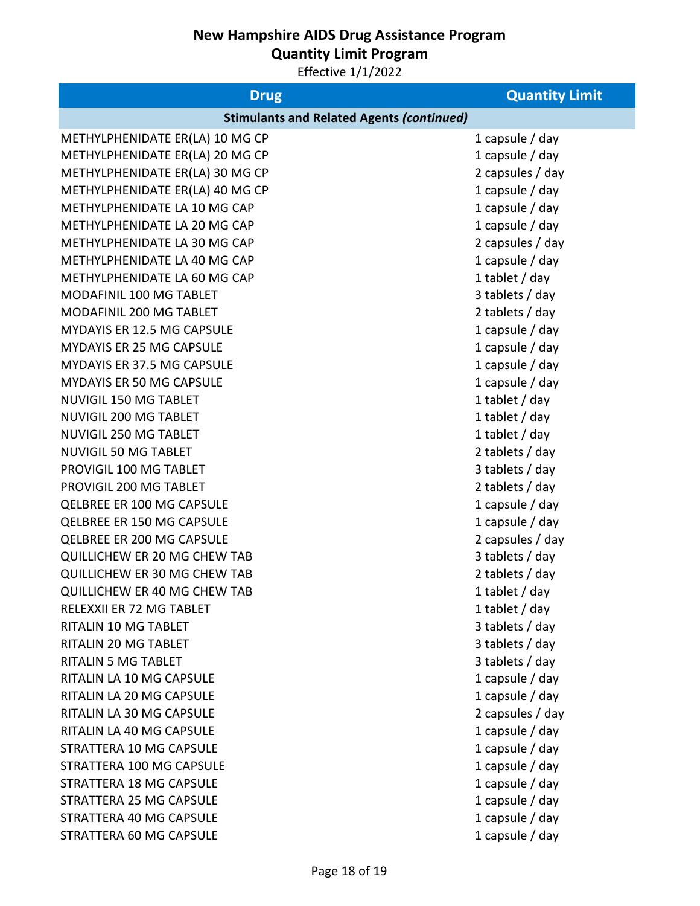# New Hampshire AIDS Drug Assistance Program
## Quantity Limit Program
Effective 1/1/2022

| Drug | Quantity Limit |
|---|---|
| **Stimulants and Related Agents *(continued)*** | |
| METHYLPHENIDATE ER(LA) 10 MG CP | 1 capsule / day |
| METHYLPHENIDATE ER(LA) 20 MG CP | 1 capsule / day |
| METHYLPHENIDATE ER(LA) 30 MG CP | 2 capsules / day |
| METHYLPHENIDATE ER(LA) 40 MG CP | 1 capsule / day |
| METHYLPHENIDATE LA 10 MG CAP | 1 capsule / day |
| METHYLPHENIDATE LA 20 MG CAP | 1 capsule / day |
| METHYLPHENIDATE LA 30 MG CAP | 2 capsules / day |
| METHYLPHENIDATE LA 40 MG CAP | 1 capsule / day |
| METHYLPHENIDATE LA 60 MG CAP | 1 tablet / day |
| MODAFINIL 100 MG TABLET | 3 tablets / day |
| MODAFINIL 200 MG TABLET | 2 tablets / day |
| MYDAYIS ER 12.5 MG CAPSULE | 1 capsule / day |
| MYDAYIS ER 25 MG CAPSULE | 1 capsule / day |
| MYDAYIS ER 37.5 MG CAPSULE | 1 capsule / day |
| MYDAYIS ER 50 MG CAPSULE | 1 capsule / day |
| NUVIGIL 150 MG TABLET | 1 tablet / day |
| NUVIGIL 200 MG TABLET | 1 tablet / day |
| NUVIGIL 250 MG TABLET | 1 tablet / day |
| NUVIGIL 50 MG TABLET | 2 tablets / day |
| PROVIGIL 100 MG TABLET | 3 tablets / day |
| PROVIGIL 200 MG TABLET | 2 tablets / day |
| QELBREE ER 100 MG CAPSULE | 1 capsule / day |
| QELBREE ER 150 MG CAPSULE | 1 capsule / day |
| QELBREE ER 200 MG CAPSULE | 2 capsules / day |
| QUILLICHEW ER 20 MG CHEW TAB | 3 tablets / day |
| QUILLICHEW ER 30 MG CHEW TAB | 2 tablets / day |
| QUILLICHEW ER 40 MG CHEW TAB | 1 tablet / day |
| RELEXXII ER 72 MG TABLET | 1 tablet / day |
| RITALIN 10 MG TABLET | 3 tablets / day |
| RITALIN 20 MG TABLET | 3 tablets / day |
| RITALIN 5 MG TABLET | 3 tablets / day |
| RITALIN LA 10 MG CAPSULE | 1 capsule / day |
| RITALIN LA 20 MG CAPSULE | 1 capsule / day |
| RITALIN LA 30 MG CAPSULE | 2 capsules / day |
| RITALIN LA 40 MG CAPSULE | 1 capsule / day |
| STRATTERA 10 MG CAPSULE | 1 capsule / day |
| STRATTERA 100 MG CAPSULE | 1 capsule / day |
| STRATTERA 18 MG CAPSULE | 1 capsule / day |
| STRATTERA 25 MG CAPSULE | 1 capsule / day |
| STRATTERA 40 MG CAPSULE | 1 capsule / day |
| STRATTERA 60 MG CAPSULE | 1 capsule / day |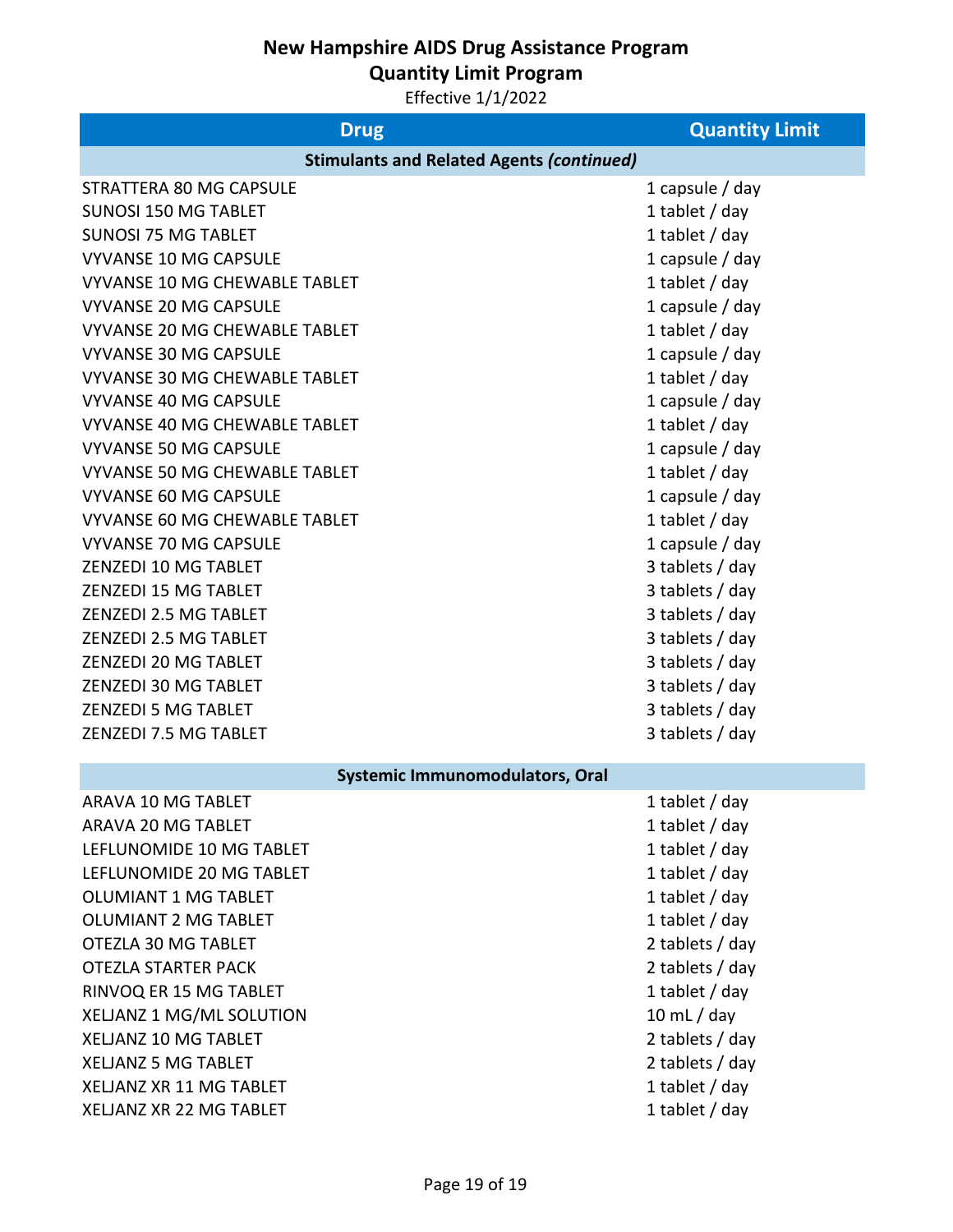# New Hampshire AIDS Drug Assistance Program
## Quantity Limit Program
Effective 1/1/2022

| Drug | Quantity Limit |
|---|---|
| **Stimulants and Related Agents *(continued)*** | |
| STRATTERA 80 MG CAPSULE | 1 capsule / day |
| SUNOSI 150 MG TABLET | 1 tablet / day |
| SUNOSI 75 MG TABLET | 1 tablet / day |
| VYVANSE 10 MG CAPSULE | 1 capsule / day |
| VYVANSE 10 MG CHEWABLE TABLET | 1 tablet / day |
| VYVANSE 20 MG CAPSULE | 1 capsule / day |
| VYVANSE 20 MG CHEWABLE TABLET | 1 tablet / day |
| VYVANSE 30 MG CAPSULE | 1 capsule / day |
| VYVANSE 30 MG CHEWABLE TABLET | 1 tablet / day |
| VYVANSE 40 MG CAPSULE | 1 capsule / day |
| VYVANSE 40 MG CHEWABLE TABLET | 1 tablet / day |
| VYVANSE 50 MG CAPSULE | 1 capsule / day |
| VYVANSE 50 MG CHEWABLE TABLET | 1 tablet / day |
| VYVANSE 60 MG CAPSULE | 1 capsule / day |
| VYVANSE 60 MG CHEWABLE TABLET | 1 tablet / day |
| VYVANSE 70 MG CAPSULE | 1 capsule / day |
| ZENZEDI 10 MG TABLET | 3 tablets / day |
| ZENZEDI 15 MG TABLET | 3 tablets / day |
| ZENZEDI 2.5 MG TABLET | 3 tablets / day |
| ZENZEDI 2.5 MG TABLET | 3 tablets / day |
| ZENZEDI 20 MG TABLET | 3 tablets / day |
| ZENZEDI 30 MG TABLET | 3 tablets / day |
| ZENZEDI 5 MG TABLET | 3 tablets / day |
| ZENZEDI 7.5 MG TABLET | 3 tablets / day |
| **Systemic Immunomodulators, Oral** | |
| ARAVA 10 MG TABLET | 1 tablet / day |
| ARAVA 20 MG TABLET | 1 tablet / day |
| LEFLUNOMIDE 10 MG TABLET | 1 tablet / day |
| LEFLUNOMIDE 20 MG TABLET | 1 tablet / day |
| OLUMIANT 1 MG TABLET | 1 tablet / day |
| OLUMIANT 2 MG TABLET | 1 tablet / day |
| OTEZLA 30 MG TABLET | 2 tablets / day |
| OTEZLA STARTER PACK | 2 tablets / day |
| RINVOQ ER 15 MG TABLET | 1 tablet / day |
| XELJANZ 1 MG/ML SOLUTION | 10 mL / day |
| XELJANZ 10 MG TABLET | 2 tablets / day |
| XELJANZ 5 MG TABLET | 2 tablets / day |
| XELJANZ XR 11 MG TABLET | 1 tablet / day |
| XELJANZ XR 22 MG TABLET | 1 tablet / day |